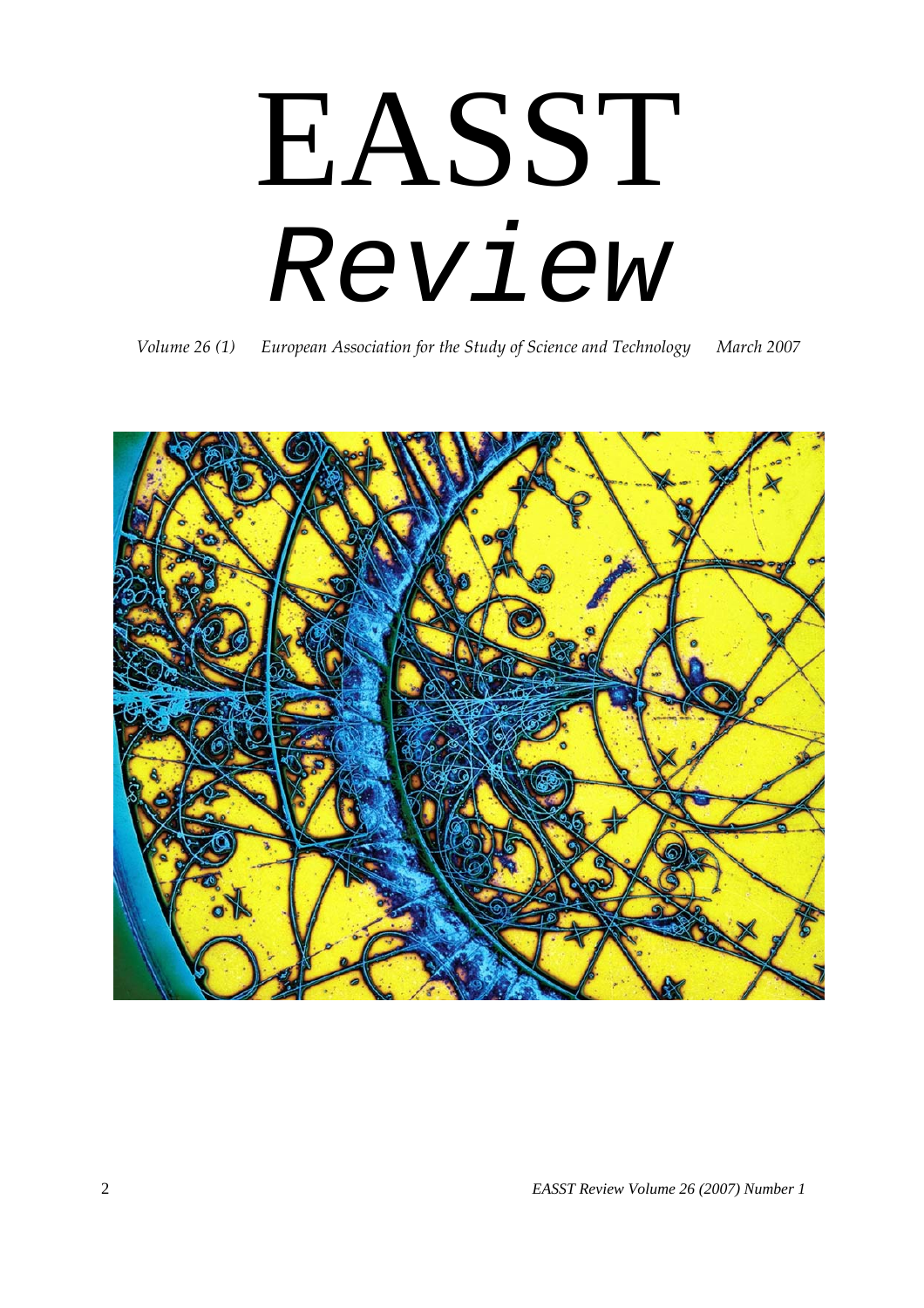# EASST *Review*

*Volume 26 (1)* *European Association for the Study of Science and Technology* *March 2007*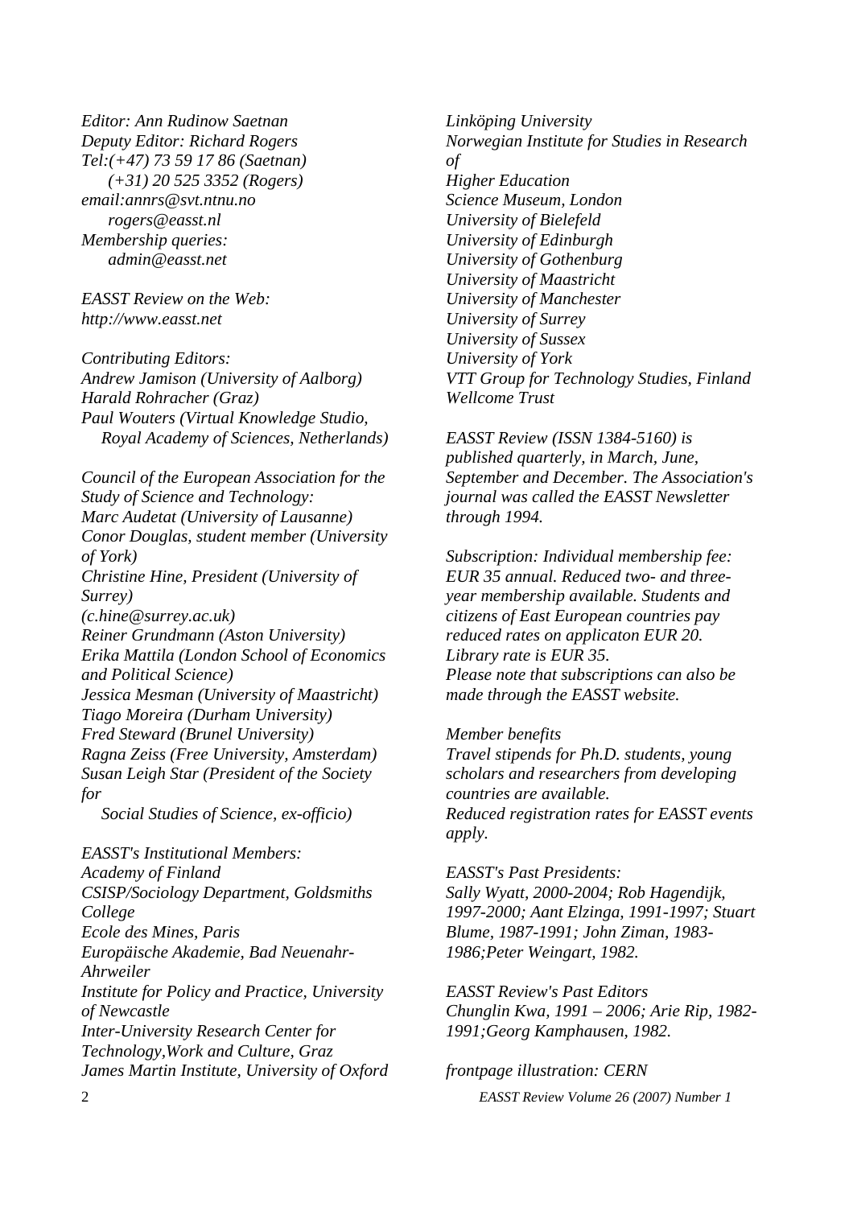*Editor: Ann Rudinow Saetnan*
*Deputy Editor: Richard Rogers*
*Tel:(+47) 73 59 17 86 (Saetnan)*
*(+31) 20 525 3352 (Rogers)*
*email:annrs@svt.ntnu.no*
*rogers@easst.nl*
*Membership queries:*
*admin@easst.net*

*EASST Review on the Web:*
*http://www.easst.net*

*Contributing Editors:*
*Andrew Jamison (University of Aalborg)*
*Harald Rohracher (Graz)*
*Paul Wouters (Virtual Knowledge Studio, Royal Academy of Sciences, Netherlands)*

*Council of the European Association for the Study of Science and Technology:*
*Marc Audetat (University of Lausanne)*
*Conor Douglas, student member (University of York)*
*Christine Hine, President (University of Surrey)*
*(c.hine@surrey.ac.uk)*
*Reiner Grundmann (Aston University)*
*Erika Mattila (London School of Economics and Political Science)*
*Jessica Mesman (University of Maastricht)*
*Tiago Moreira (Durham University)*
*Fred Steward (Brunel University)*
*Ragna Zeiss (Free University, Amsterdam)*
*Susan Leigh Star (President of the Society for Social Studies of Science, ex-officio)*

*EASST's Institutional Members:*
*Academy of Finland*
*CSISP/Sociology Department, Goldsmiths College*
*Ecole des Mines, Paris*
*Europäische Akademie, Bad Neuenahr-Ahrweiler*
*Institute for Policy and Practice, University of Newcastle*
*Inter-University Research Center for Technology,Work and Culture, Graz*
*James Martin Institute, University of Oxford*
*Linköping University*
*Norwegian Institute for Studies in Research of Higher Education*
*Science Museum, London*
*University of Bielefeld*
*University of Edinburgh*
*University of Gothenburg*
*University of Maastricht*
*University of Manchester*
*University of Surrey*
*University of Sussex*
*University of York*
*VTT Group for Technology Studies, Finland*
*Wellcome Trust*

*EASST Review (ISSN 1384-5160) is published quarterly, in March, June, September and December. The Association's journal was called the EASST Newsletter through 1994.*

*Subscription: Individual membership fee: EUR 35 annual. Reduced two- and three-year membership available. Students and citizens of East European countries pay reduced rates on applicaton EUR 20. Library rate is EUR 35.*
*Please note that subscriptions can also be made through the EASST website.*

*Member benefits*
*Travel stipends for Ph.D. students, young scholars and researchers from developing countries are available.*
*Reduced registration rates for EASST events apply.*

*EASST's Past Presidents:*
*Sally Wyatt, 2000-2004; Rob Hagendijk, 1997-2000; Aant Elzinga, 1991-1997; Stuart Blume, 1987-1991; John Ziman, 1983-1986;Peter Weingart, 1982.*

*EASST Review's Past Editors*
*Chunglin Kwa, 1991 – 2006; Arie Rip, 1982-1991;Georg Kamphausen, 1982.*

*frontpage illustration: CERN*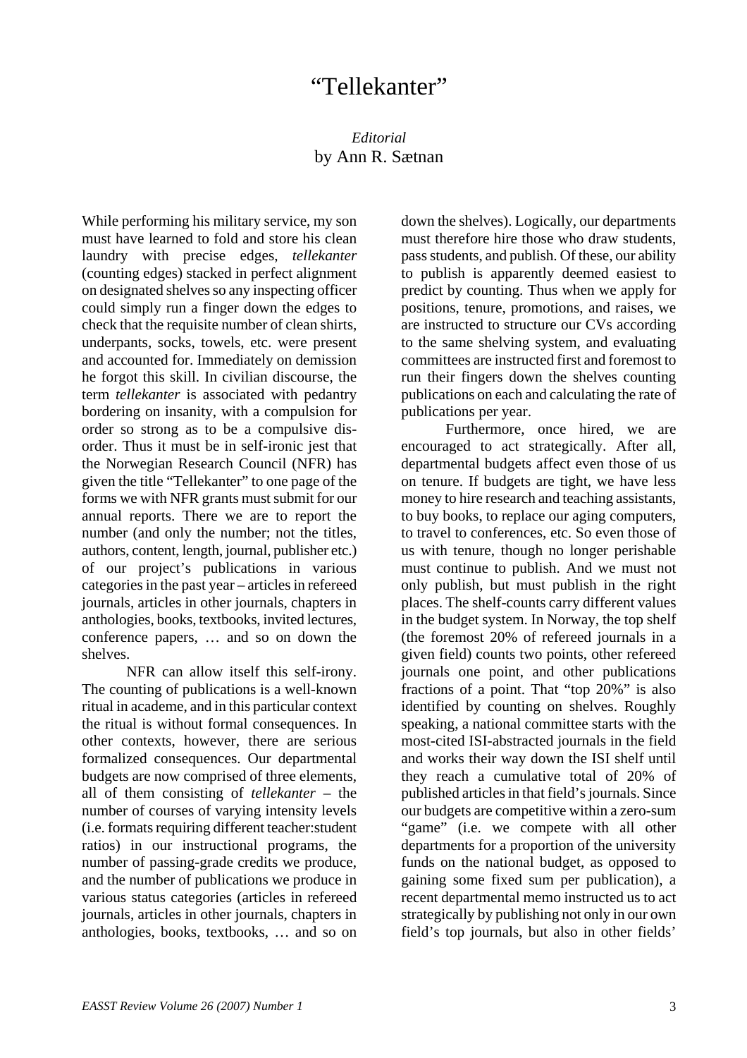# "Tellekanter"

*Editorial*
by Ann R. Sætnan

While performing his military service, my son must have learned to fold and store his clean laundry with precise edges, *tellekanter* (counting edges) stacked in perfect alignment on designated shelves so any inspecting officer could simply run a finger down the edges to check that the requisite number of clean shirts, underpants, socks, towels, etc. were present and accounted for. Immediately on demission he forgot this skill. In civilian discourse, the term *tellekanter* is associated with pedantry bordering on insanity, with a compulsion for order so strong as to be a compulsive disorder. Thus it must be in self-ironic jest that the Norwegian Research Council (NFR) has given the title "Tellekanter" to one page of the forms we with NFR grants must submit for our annual reports. There we are to report the number (and only the number; not the titles, authors, content, length, journal, publisher etc.) of our project's publications in various categories in the past year – articles in refereed journals, articles in other journals, chapters in anthologies, books, textbooks, invited lectures, conference papers, … and so on down the shelves.

NFR can allow itself this self-irony. The counting of publications is a well-known ritual in academe, and in this particular context the ritual is without formal consequences. In other contexts, however, there are serious formalized consequences. Our departmental budgets are now comprised of three elements, all of them consisting of *tellekanter* – the number of courses of varying intensity levels (i.e. formats requiring different teacher:student ratios) in our instructional programs, the number of passing-grade credits we produce, and the number of publications we produce in various status categories (articles in refereed journals, articles in other journals, chapters in anthologies, books, textbooks, … and so on down the shelves). Logically, our departments must therefore hire those who draw students, pass students, and publish. Of these, our ability to publish is apparently deemed easiest to predict by counting. Thus when we apply for positions, tenure, promotions, and raises, we are instructed to structure our CVs according to the same shelving system, and evaluating committees are instructed first and foremost to run their fingers down the shelves counting publications on each and calculating the rate of publications per year.

Furthermore, once hired, we are encouraged to act strategically. After all, departmental budgets affect even those of us on tenure. If budgets are tight, we have less money to hire research and teaching assistants, to buy books, to replace our aging computers, to travel to conferences, etc. So even those of us with tenure, though no longer perishable must continue to publish. And we must not only publish, but must publish in the right places. The shelf-counts carry different values in the budget system. In Norway, the top shelf (the foremost 20% of refereed journals in a given field) counts two points, other refereed journals one point, and other publications fractions of a point. That "top 20%" is also identified by counting on shelves. Roughly speaking, a national committee starts with the most-cited ISI-abstracted journals in the field and works their way down the ISI shelf until they reach a cumulative total of 20% of published articles in that field's journals. Since our budgets are competitive within a zero-sum "game" (i.e. we compete with all other departments for a proportion of the university funds on the national budget, as opposed to gaining some fixed sum per publication), a recent departmental memo instructed us to act strategically by publishing not only in our own field's top journals, but also in other fields'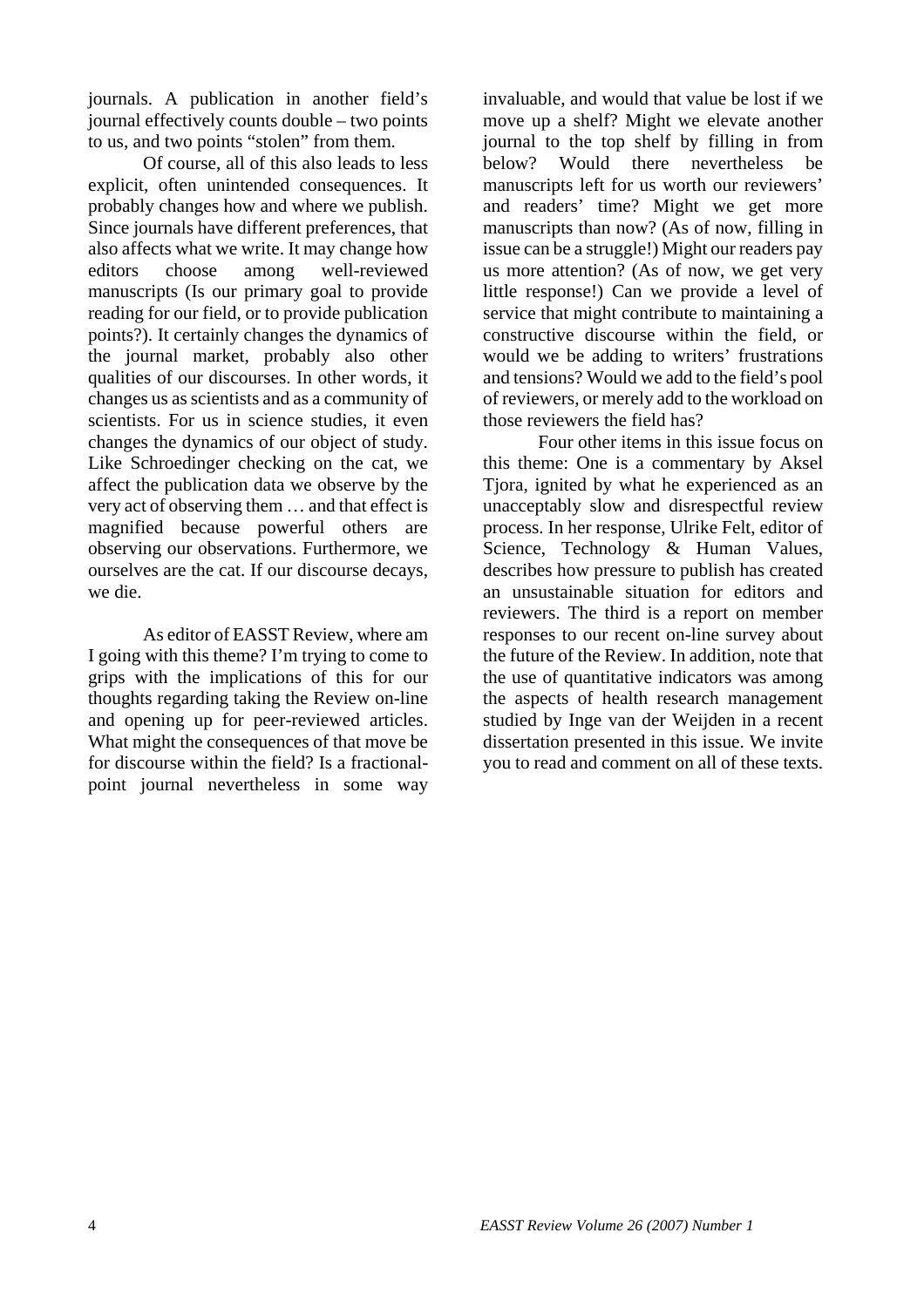journals. A publication in another field's journal effectively counts double – two points to us, and two points "stolen" from them.

Of course, all of this also leads to less explicit, often unintended consequences. It probably changes how and where we publish. Since journals have different preferences, that also affects what we write. It may change how editors choose among well-reviewed manuscripts (Is our primary goal to provide reading for our field, or to provide publication points?). It certainly changes the dynamics of the journal market, probably also other qualities of our discourses. In other words, it changes us as scientists and as a community of scientists. For us in science studies, it even changes the dynamics of our object of study. Like Schroedinger checking on the cat, we affect the publication data we observe by the very act of observing them … and that effect is magnified because powerful others are observing our observations. Furthermore, we ourselves are the cat. If our discourse decays, we die.

As editor of EASST Review, where am I going with this theme? I'm trying to come to grips with the implications of this for our thoughts regarding taking the Review on-line and opening up for peer-reviewed articles. What might the consequences of that move be for discourse within the field? Is a fractional-point journal nevertheless in some way invaluable, and would that value be lost if we move up a shelf? Might we elevate another journal to the top shelf by filling in from below? Would there nevertheless be manuscripts left for us worth our reviewers' and readers' time? Might we get more manuscripts than now? (As of now, filling in issue can be a struggle!) Might our readers pay us more attention? (As of now, we get very little response!) Can we provide a level of service that might contribute to maintaining a constructive discourse within the field, or would we be adding to writers' frustrations and tensions? Would we add to the field's pool of reviewers, or merely add to the workload on those reviewers the field has?

Four other items in this issue focus on this theme: One is a commentary by Aksel Tjora, ignited by what he experienced as an unacceptably slow and disrespectful review process. In her response, Ulrike Felt, editor of Science, Technology & Human Values, describes how pressure to publish has created an unsustainable situation for editors and reviewers. The third is a report on member responses to our recent on-line survey about the future of the Review. In addition, note that the use of quantitative indicators was among the aspects of health research management studied by Inge van der Weijden in a recent dissertation presented in this issue. We invite you to read and comment on all of these texts.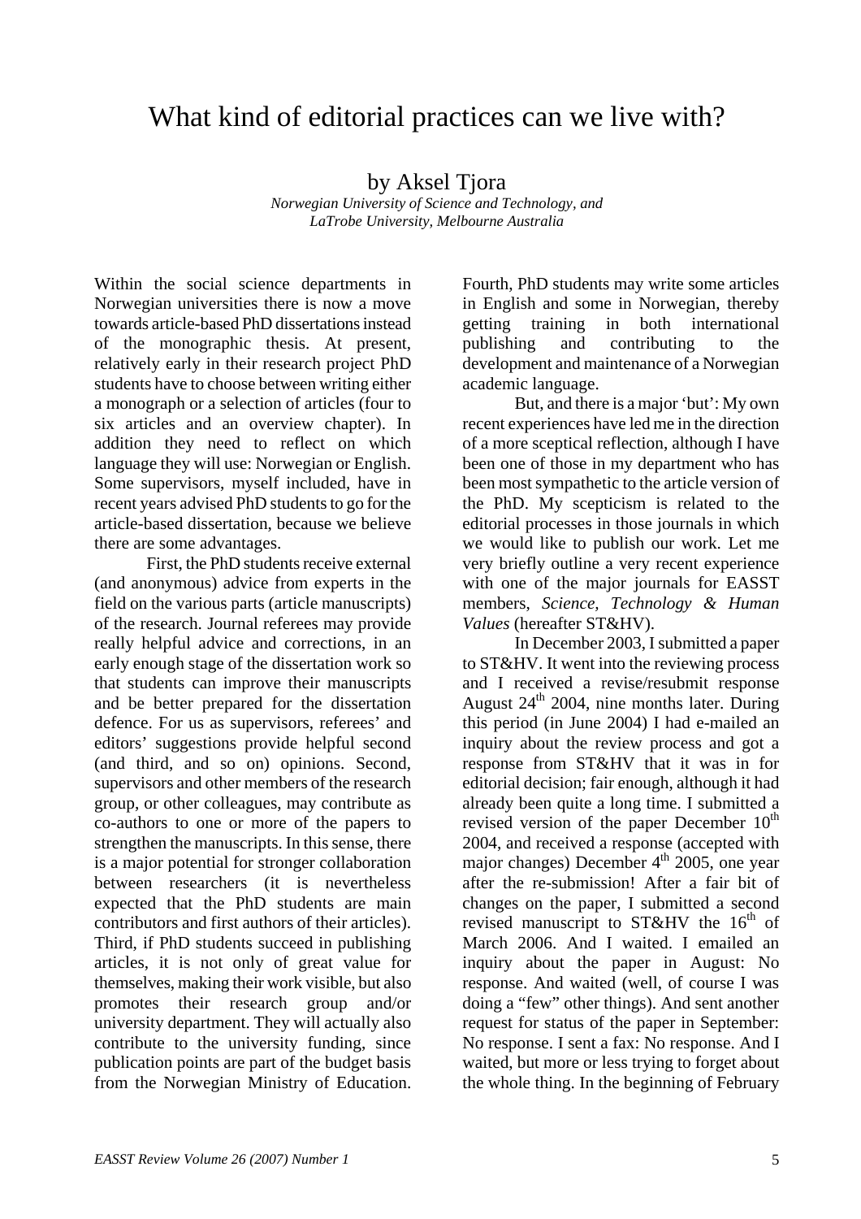# What kind of editorial practices can we live with?

by Aksel Tjora

*Norwegian University of Science and Technology, and LaTrobe University, Melbourne Australia*

Within the social science departments in Norwegian universities there is now a move towards article-based PhD dissertations instead of the monographic thesis. At present, relatively early in their research project PhD students have to choose between writing either a monograph or a selection of articles (four to six articles and an overview chapter). In addition they need to reflect on which language they will use: Norwegian or English. Some supervisors, myself included, have in recent years advised PhD students to go for the article-based dissertation, because we believe there are some advantages.

First, the PhD students receive external (and anonymous) advice from experts in the field on the various parts (article manuscripts) of the research. Journal referees may provide really helpful advice and corrections, in an early enough stage of the dissertation work so that students can improve their manuscripts and be better prepared for the dissertation defence. For us as supervisors, referees' and editors' suggestions provide helpful second (and third, and so on) opinions. Second, supervisors and other members of the research group, or other colleagues, may contribute as co-authors to one or more of the papers to strengthen the manuscripts. In this sense, there is a major potential for stronger collaboration between researchers (it is nevertheless expected that the PhD students are main contributors and first authors of their articles). Third, if PhD students succeed in publishing articles, it is not only of great value for themselves, making their work visible, but also promotes their research group and/or university department. They will actually also contribute to the university funding, since publication points are part of the budget basis from the Norwegian Ministry of Education. Fourth, PhD students may write some articles in English and some in Norwegian, thereby getting training in both international publishing and contributing to the development and maintenance of a Norwegian academic language.

But, and there is a major 'but': My own recent experiences have led me in the direction of a more sceptical reflection, although I have been one of those in my department who has been most sympathetic to the article version of the PhD. My scepticism is related to the editorial processes in those journals in which we would like to publish our work. Let me very briefly outline a very recent experience with one of the major journals for EASST members, *Science, Technology & Human Values* (hereafter ST&HV).

In December 2003, I submitted a paper to ST&HV. It went into the reviewing process and I received a revise/resubmit response August 24th 2004, nine months later. During this period (in June 2004) I had e-mailed an inquiry about the review process and got a response from ST&HV that it was in for editorial decision; fair enough, although it had already been quite a long time. I submitted a revised version of the paper December 10th 2004, and received a response (accepted with major changes) December 4th 2005, one year after the re-submission! After a fair bit of changes on the paper, I submitted a second revised manuscript to ST&HV the 16th of March 2006. And I waited. I emailed an inquiry about the paper in August: No response. And waited (well, of course I was doing a "few" other things). And sent another request for status of the paper in September: No response. I sent a fax: No response. And I waited, but more or less trying to forget about the whole thing. In the beginning of February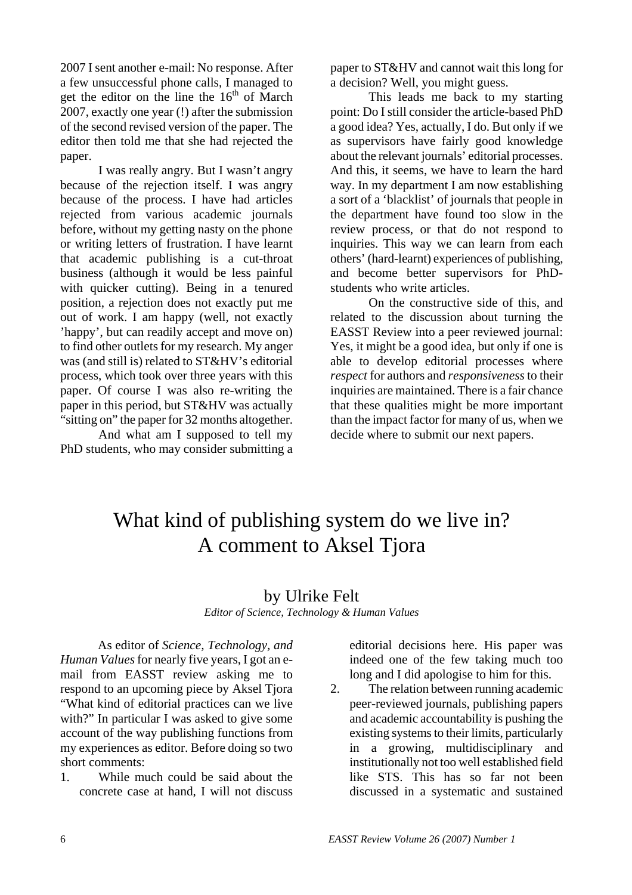2007 I sent another e-mail: No response. After a few unsuccessful phone calls, I managed to get the editor on the line the 16th of March 2007, exactly one year (!) after the submission of the second revised version of the paper. The editor then told me that she had rejected the paper.

I was really angry. But I wasn't angry because of the rejection itself. I was angry because of the process. I have had articles rejected from various academic journals before, without my getting nasty on the phone or writing letters of frustration. I have learnt that academic publishing is a cut-throat business (although it would be less painful with quicker cutting). Being in a tenured position, a rejection does not exactly put me out of work. I am happy (well, not exactly 'happy', but can readily accept and move on) to find other outlets for my research. My anger was (and still is) related to ST&HV's editorial process, which took over three years with this paper. Of course I was also re-writing the paper in this period, but ST&HV was actually "sitting on" the paper for 32 months altogether.

And what am I supposed to tell my PhD students, who may consider submitting a paper to ST&HV and cannot wait this long for a decision? Well, you might guess.

This leads me back to my starting point: Do I still consider the article-based PhD a good idea? Yes, actually, I do. But only if we as supervisors have fairly good knowledge about the relevant journals' editorial processes. And this, it seems, we have to learn the hard way. In my department I am now establishing a sort of a 'blacklist' of journals that people in the department have found too slow in the review process, or that do not respond to inquiries. This way we can learn from each others' (hard-learnt) experiences of publishing, and become better supervisors for PhD-students who write articles.

On the constructive side of this, and related to the discussion about turning the EASST Review into a peer reviewed journal: Yes, it might be a good idea, but only if one is able to develop editorial processes where *respect* for authors and *responsiveness* to their inquiries are maintained. There is a fair chance that these qualities might be more important than the impact factor for many of us, when we decide where to submit our next papers.

# What kind of publishing system do we live in? A comment to Aksel Tjora

## by Ulrike Felt

*Editor of Science, Technology & Human Values*

As editor of *Science, Technology, and Human Values* for nearly five years, I got an e-mail from EASST review asking me to respond to an upcoming piece by Aksel Tjora "What kind of editorial practices can we live with?" In particular I was asked to give some account of the way publishing functions from my experiences as editor. Before doing so two short comments:

1. While much could be said about the concrete case at hand, I will not discuss editorial decisions here. His paper was indeed one of the few taking much too long and I did apologise to him for this.
2. The relation between running academic peer-reviewed journals, publishing papers and academic accountability is pushing the existing systems to their limits, particularly in a growing, multidisciplinary and institutionally not too well established field like STS. This has so far not been discussed in a systematic and sustained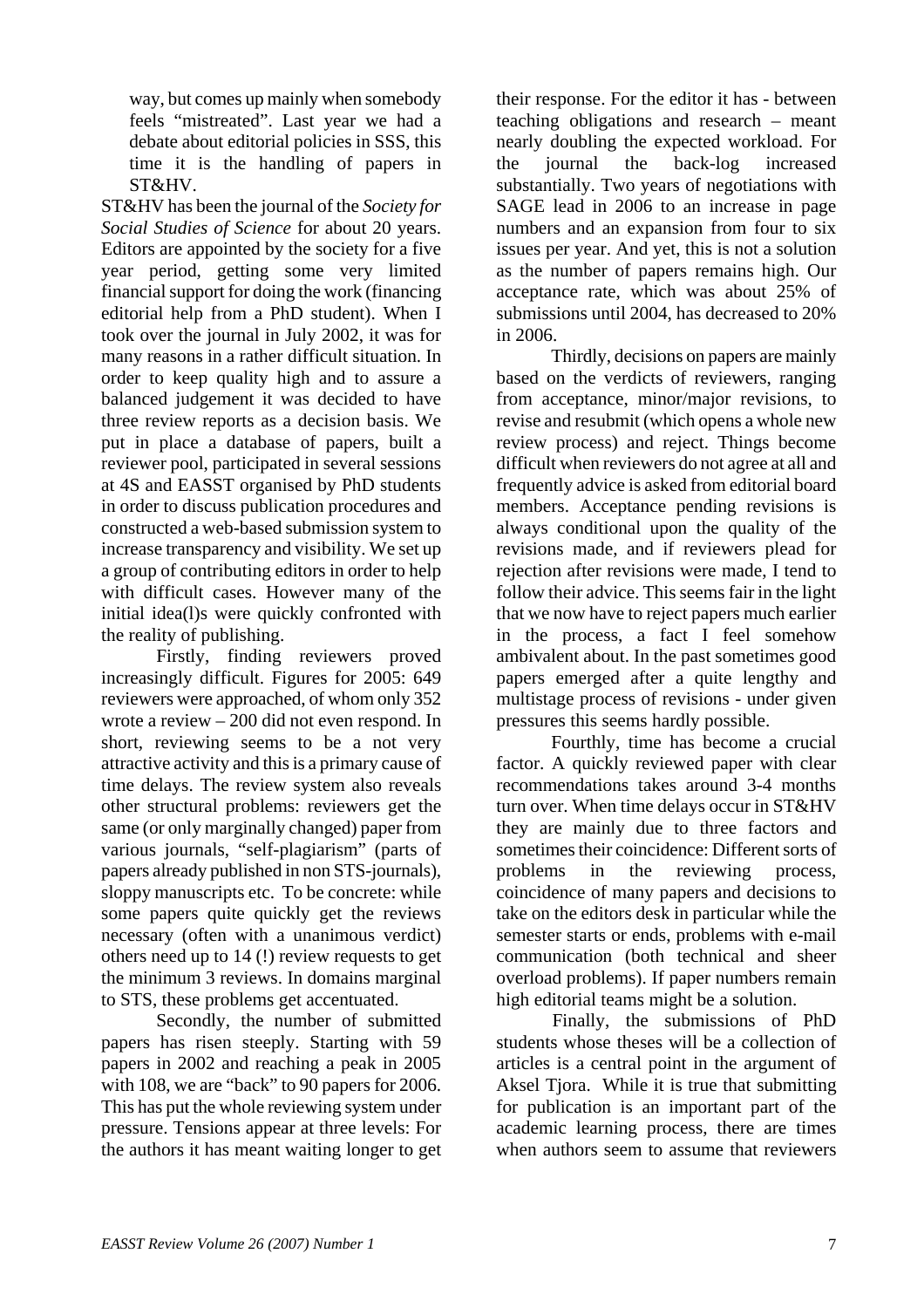way, but comes up mainly when somebody feels "mistreated". Last year we had a debate about editorial policies in SSS, this time it is the handling of papers in ST&HV.

ST&HV has been the journal of the *Society for Social Studies of Science* for about 20 years. Editors are appointed by the society for a five year period, getting some very limited financial support for doing the work (financing editorial help from a PhD student). When I took over the journal in July 2002, it was for many reasons in a rather difficult situation. In order to keep quality high and to assure a balanced judgement it was decided to have three review reports as a decision basis. We put in place a database of papers, built a reviewer pool, participated in several sessions at 4S and EASST organised by PhD students in order to discuss publication procedures and constructed a web-based submission system to increase transparency and visibility. We set up a group of contributing editors in order to help with difficult cases. However many of the initial idea(l)s were quickly confronted with the reality of publishing.

Firstly, finding reviewers proved increasingly difficult. Figures for 2005: 649 reviewers were approached, of whom only 352 wrote a review – 200 did not even respond. In short, reviewing seems to be a not very attractive activity and this is a primary cause of time delays. The review system also reveals other structural problems: reviewers get the same (or only marginally changed) paper from various journals, "self-plagiarism" (parts of papers already published in non STS-journals), sloppy manuscripts etc. To be concrete: while some papers quite quickly get the reviews necessary (often with a unanimous verdict) others need up to 14 (!) review requests to get the minimum 3 reviews. In domains marginal to STS, these problems get accentuated.

Secondly, the number of submitted papers has risen steeply. Starting with 59 papers in 2002 and reaching a peak in 2005 with 108, we are "back" to 90 papers for 2006. This has put the whole reviewing system under pressure. Tensions appear at three levels: For the authors it has meant waiting longer to get their response. For the editor it has - between teaching obligations and research – meant nearly doubling the expected workload. For the journal the back-log increased substantially. Two years of negotiations with SAGE lead in 2006 to an increase in page numbers and an expansion from four to six issues per year. And yet, this is not a solution as the number of papers remains high. Our acceptance rate, which was about 25% of submissions until 2004, has decreased to 20% in 2006.

Thirdly, decisions on papers are mainly based on the verdicts of reviewers, ranging from acceptance, minor/major revisions, to revise and resubmit (which opens a whole new review process) and reject. Things become difficult when reviewers do not agree at all and frequently advice is asked from editorial board members. Acceptance pending revisions is always conditional upon the quality of the revisions made, and if reviewers plead for rejection after revisions were made, I tend to follow their advice. This seems fair in the light that we now have to reject papers much earlier in the process, a fact I feel somehow ambivalent about. In the past sometimes good papers emerged after a quite lengthy and multistage process of revisions - under given pressures this seems hardly possible.

Fourthly, time has become a crucial factor. A quickly reviewed paper with clear recommendations takes around 3-4 months turn over. When time delays occur in ST&HV they are mainly due to three factors and sometimes their coincidence: Different sorts of problems in the reviewing process, coincidence of many papers and decisions to take on the editors desk in particular while the semester starts or ends, problems with e-mail communication (both technical and sheer overload problems). If paper numbers remain high editorial teams might be a solution.

Finally, the submissions of PhD students whose theses will be a collection of articles is a central point in the argument of Aksel Tjora. While it is true that submitting for publication is an important part of the academic learning process, there are times when authors seem to assume that reviewers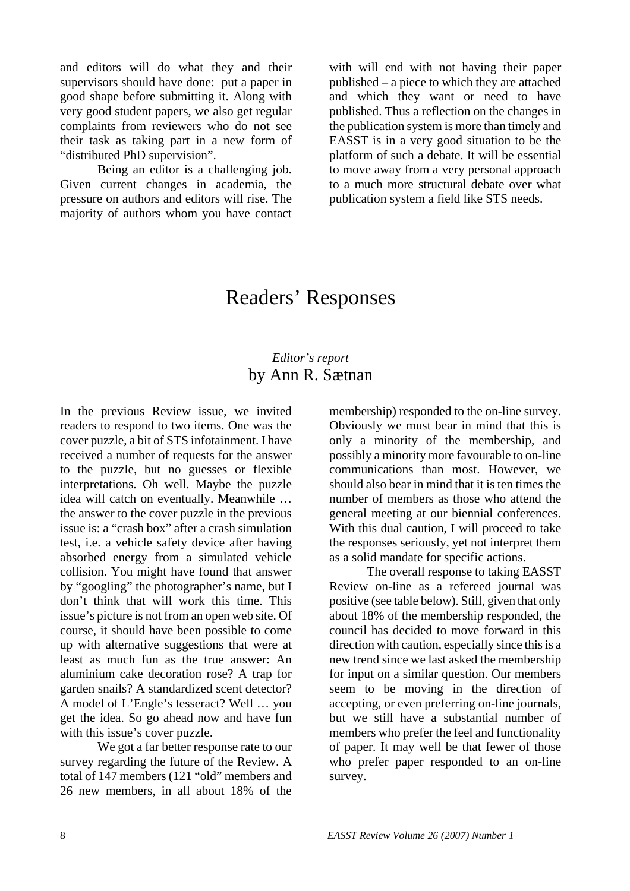and editors will do what they and their supervisors should have done: put a paper in good shape before submitting it. Along with very good student papers, we also get regular complaints from reviewers who do not see their task as taking part in a new form of "distributed PhD supervision".

Being an editor is a challenging job. Given current changes in academia, the pressure on authors and editors will rise. The majority of authors whom you have contact with will end with not having their paper published – a piece to which they are attached and which they want or need to have published. Thus a reflection on the changes in the publication system is more than timely and EASST is in a very good situation to be the platform of such a debate. It will be essential to move away from a very personal approach to a much more structural debate over what publication system a field like STS needs.

# Readers' Responses

## *Editor's report*
## by Ann R. Sætnan

In the previous Review issue, we invited readers to respond to two items. One was the cover puzzle, a bit of STS infotainment. I have received a number of requests for the answer to the puzzle, but no guesses or flexible interpretations. Oh well. Maybe the puzzle idea will catch on eventually. Meanwhile … the answer to the cover puzzle in the previous issue is: a "crash box" after a crash simulation test, i.e. a vehicle safety device after having absorbed energy from a simulated vehicle collision. You might have found that answer by "googling" the photographer's name, but I don't think that will work this time. This issue's picture is not from an open web site. Of course, it should have been possible to come up with alternative suggestions that were at least as much fun as the true answer: An aluminium cake decoration rose? A trap for garden snails? A standardized scent detector? A model of L'Engle's tesseract? Well … you get the idea. So go ahead now and have fun with this issue's cover puzzle.

We got a far better response rate to our survey regarding the future of the Review. A total of 147 members (121 "old" members and 26 new members, in all about 18% of the membership) responded to the on-line survey. Obviously we must bear in mind that this is only a minority of the membership, and possibly a minority more favourable to on-line communications than most. However, we should also bear in mind that it is ten times the number of members as those who attend the general meeting at our biennial conferences. With this dual caution, I will proceed to take the responses seriously, yet not interpret them as a solid mandate for specific actions.

The overall response to taking EASST Review on-line as a refereed journal was positive (see table below). Still, given that only about 18% of the membership responded, the council has decided to move forward in this direction with caution, especially since this is a new trend since we last asked the membership for input on a similar question. Our members seem to be moving in the direction of accepting, or even preferring on-line journals, but we still have a substantial number of members who prefer the feel and functionality of paper. It may well be that fewer of those who prefer paper responded to an on-line survey.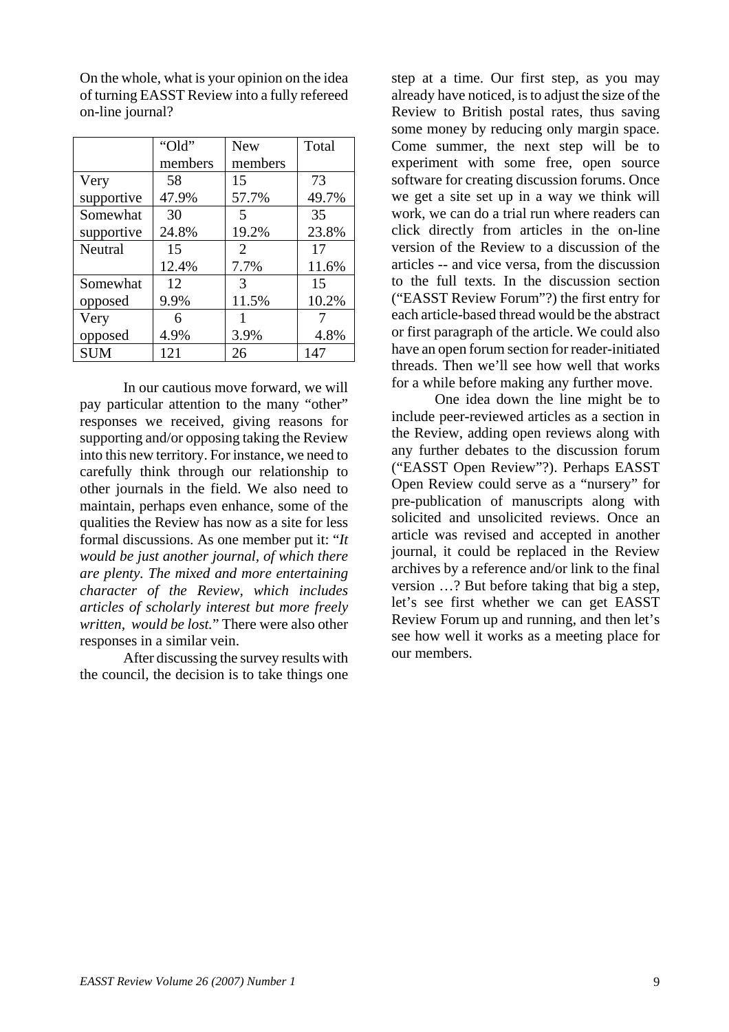On the whole, what is your opinion on the idea of turning EASST Review into a fully refereed on-line journal?

| | "Old" members | New members | Total |
|---|---|---|---|
| Very supportive | 58<br>47.9% | 15<br>57.7% | 73<br>49.7% |
| Somewhat supportive | 30<br>24.8% | 5<br>19.2% | 35<br>23.8% |
| Neutral | 15<br>12.4% | 2<br>7.7% | 17<br>11.6% |
| Somewhat opposed | 12<br>9.9% | 3<br>11.5% | 15<br>10.2% |
| Very opposed | 6<br>4.9% | 1<br>3.9% | 7<br>4.8% |
| SUM | 121 | 26 | 147 |

In our cautious move forward, we will pay particular attention to the many "other" responses we received, giving reasons for supporting and/or opposing taking the Review into this new territory. For instance, we need to carefully think through our relationship to other journals in the field. We also need to maintain, perhaps even enhance, some of the qualities the Review has now as a site for less formal discussions. As one member put it: "*It would be just another journal, of which there are plenty. The mixed and more entertaining character of the Review, which includes articles of scholarly interest but more freely written, would be lost.*" There were also other responses in a similar vein.

After discussing the survey results with the council, the decision is to take things one step at a time. Our first step, as you may already have noticed, is to adjust the size of the Review to British postal rates, thus saving some money by reducing only margin space. Come summer, the next step will be to experiment with some free, open source software for creating discussion forums. Once we get a site set up in a way we think will work, we can do a trial run where readers can click directly from articles in the on-line version of the Review to a discussion of the articles -- and vice versa, from the discussion to the full texts. In the discussion section ("EASST Review Forum"?) the first entry for each article-based thread would be the abstract or first paragraph of the article. We could also have an open forum section for reader-initiated threads. Then we'll see how well that works for a while before making any further move.

One idea down the line might be to include peer-reviewed articles as a section in the Review, adding open reviews along with any further debates to the discussion forum ("EASST Open Review"?). Perhaps EASST Open Review could serve as a "nursery" for pre-publication of manuscripts along with solicited and unsolicited reviews. Once an article was revised and accepted in another journal, it could be replaced in the Review archives by a reference and/or link to the final version …? But before taking that big a step, let's see first whether we can get EASST Review Forum up and running, and then let's see how well it works as a meeting place for our members.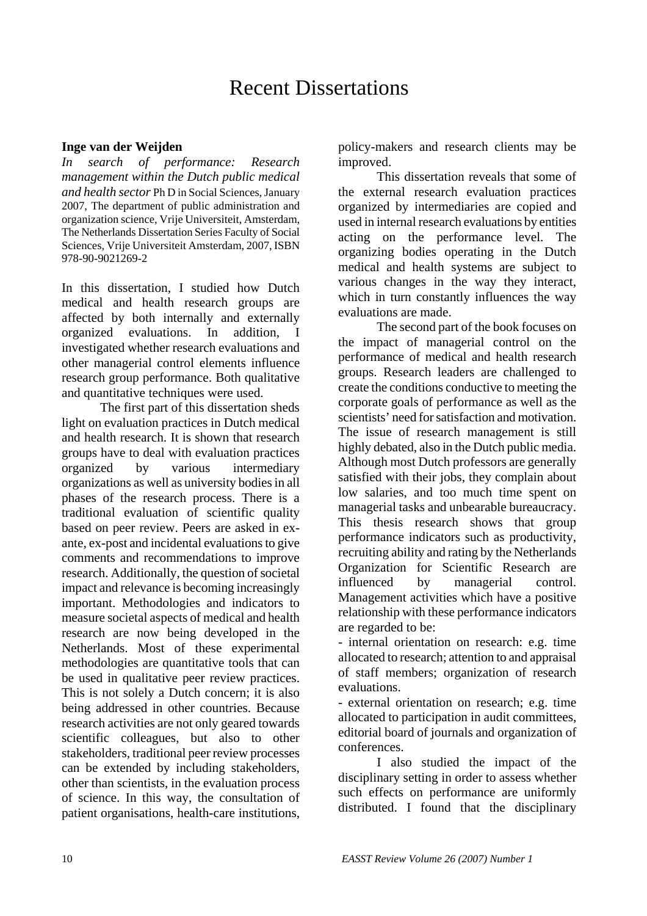# Recent Dissertations

**Inge van der Weijden**

*In search of performance: Research management within the Dutch public medical and health sector* Ph D in Social Sciences, January 2007, The department of public administration and organization science, Vrije Universiteit, Amsterdam, The Netherlands Dissertation Series Faculty of Social Sciences, Vrije Universiteit Amsterdam, 2007, ISBN 978-90-9021269-2

In this dissertation, I studied how Dutch medical and health research groups are affected by both internally and externally organized evaluations. In addition, I investigated whether research evaluations and other managerial control elements influence research group performance. Both qualitative and quantitative techniques were used.

The first part of this dissertation sheds light on evaluation practices in Dutch medical and health research. It is shown that research groups have to deal with evaluation practices organized by various intermediary organizations as well as university bodies in all phases of the research process. There is a traditional evaluation of scientific quality based on peer review. Peers are asked in ex-ante, ex-post and incidental evaluations to give comments and recommendations to improve research. Additionally, the question of societal impact and relevance is becoming increasingly important. Methodologies and indicators to measure societal aspects of medical and health research are now being developed in the Netherlands. Most of these experimental methodologies are quantitative tools that can be used in qualitative peer review practices. This is not solely a Dutch concern; it is also being addressed in other countries. Because research activities are not only geared towards scientific colleagues, but also to other stakeholders, traditional peer review processes can be extended by including stakeholders, other than scientists, in the evaluation process of science. In this way, the consultation of patient organisations, health-care institutions, policy-makers and research clients may be improved.

This dissertation reveals that some of the external research evaluation practices organized by intermediaries are copied and used in internal research evaluations by entities acting on the performance level. The organizing bodies operating in the Dutch medical and health systems are subject to various changes in the way they interact, which in turn constantly influences the way evaluations are made.

The second part of the book focuses on the impact of managerial control on the performance of medical and health research groups. Research leaders are challenged to create the conditions conductive to meeting the corporate goals of performance as well as the scientists' need for satisfaction and motivation. The issue of research management is still highly debated, also in the Dutch public media. Although most Dutch professors are generally satisfied with their jobs, they complain about low salaries, and too much time spent on managerial tasks and unbearable bureaucracy. This thesis research shows that group performance indicators such as productivity, recruiting ability and rating by the Netherlands Organization for Scientific Research are influenced by managerial control. Management activities which have a positive relationship with these performance indicators are regarded to be:

- internal orientation on research: e.g. time allocated to research; attention to and appraisal of staff members; organization of research evaluations.
- external orientation on research; e.g. time allocated to participation in audit committees, editorial board of journals and organization of conferences.

I also studied the impact of the disciplinary setting in order to assess whether such effects on performance are uniformly distributed. I found that the disciplinary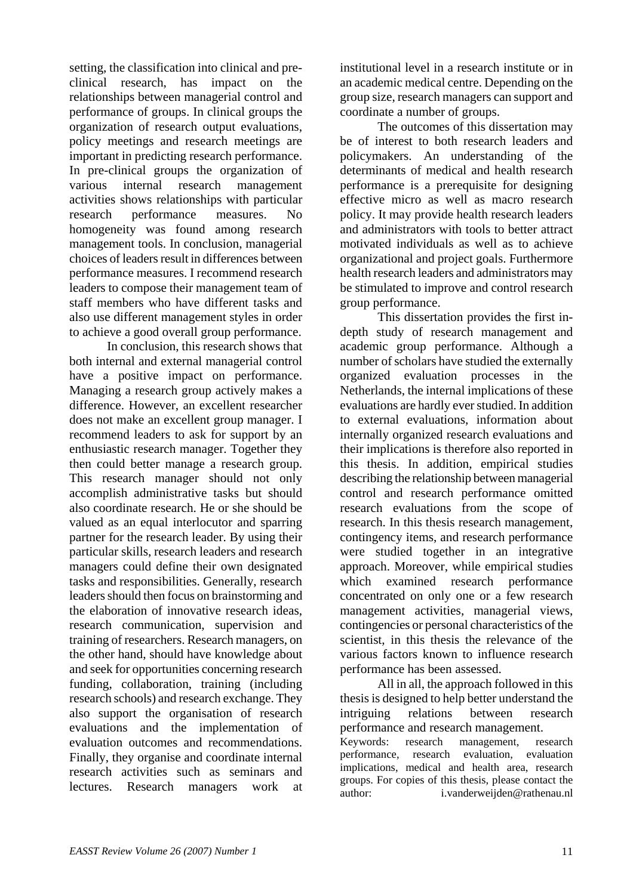setting, the classification into clinical and pre-clinical research, has impact on the relationships between managerial control and performance of groups. In clinical groups the organization of research output evaluations, policy meetings and research meetings are important in predicting research performance. In pre-clinical groups the organization of various internal research management activities shows relationships with particular research performance measures. No homogeneity was found among research management tools. In conclusion, managerial choices of leaders result in differences between performance measures. I recommend research leaders to compose their management team of staff members who have different tasks and also use different management styles in order to achieve a good overall group performance.

In conclusion, this research shows that both internal and external managerial control have a positive impact on performance. Managing a research group actively makes a difference. However, an excellent researcher does not make an excellent group manager. I recommend leaders to ask for support by an enthusiastic research manager. Together they then could better manage a research group. This research manager should not only accomplish administrative tasks but should also coordinate research. He or she should be valued as an equal interlocutor and sparring partner for the research leader. By using their particular skills, research leaders and research managers could define their own designated tasks and responsibilities. Generally, research leaders should then focus on brainstorming and the elaboration of innovative research ideas, research communication, supervision and training of researchers. Research managers, on the other hand, should have knowledge about and seek for opportunities concerning research funding, collaboration, training (including research schools) and research exchange. They also support the organisation of research evaluations and the implementation of evaluation outcomes and recommendations. Finally, they organise and coordinate internal research activities such as seminars and lectures. Research managers work at institutional level in a research institute or in an academic medical centre. Depending on the group size, research managers can support and coordinate a number of groups.

The outcomes of this dissertation may be of interest to both research leaders and policymakers. An understanding of the determinants of medical and health research performance is a prerequisite for designing effective micro as well as macro research policy. It may provide health research leaders and administrators with tools to better attract motivated individuals as well as to achieve organizational and project goals. Furthermore health research leaders and administrators may be stimulated to improve and control research group performance.

This dissertation provides the first in-depth study of research management and academic group performance. Although a number of scholars have studied the externally organized evaluation processes in the Netherlands, the internal implications of these evaluations are hardly ever studied. In addition to external evaluations, information about internally organized research evaluations and their implications is therefore also reported in this thesis. In addition, empirical studies describing the relationship between managerial control and research performance omitted research evaluations from the scope of research. In this thesis research management, contingency items, and research performance were studied together in an integrative approach. Moreover, while empirical studies which examined research performance concentrated on only one or a few research management activities, managerial views, contingencies or personal characteristics of the scientist, in this thesis the relevance of the various factors known to influence research performance has been assessed.

All in all, the approach followed in this thesis is designed to help better understand the intriguing relations between research performance and research management.

Keywords: research management, research performance, research evaluation, evaluation implications, medical and health area, research groups. For copies of this thesis, please contact the author: i.vanderweijden@rathenau.nl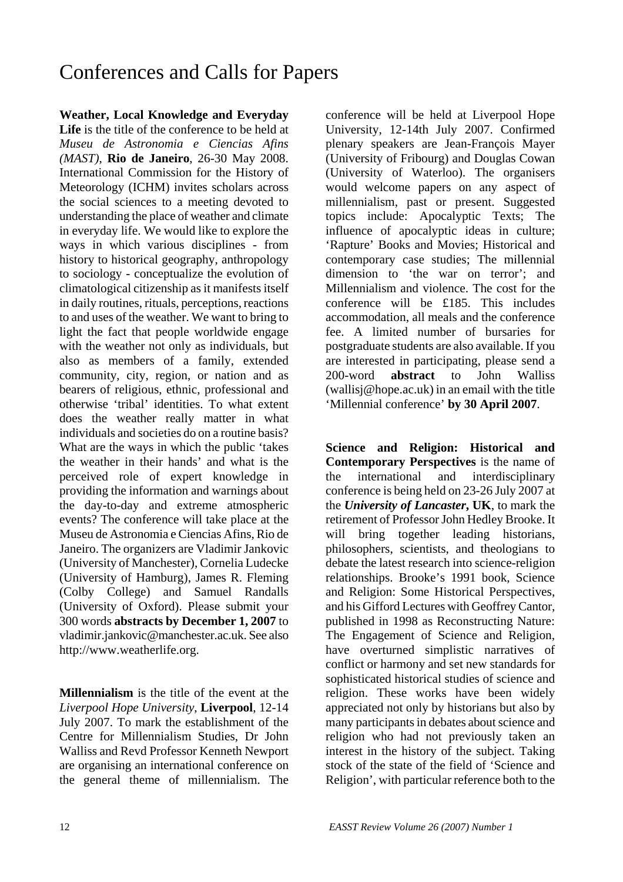# Conferences and Calls for Papers

**Weather, Local Knowledge and Everyday Life** is the title of the conference to be held at *Museu de Astronomia e Ciencias Afins (MAST)*, **Rio de Janeiro**, 26-30 May 2008. International Commission for the History of Meteorology (ICHM) invites scholars across the social sciences to a meeting devoted to understanding the place of weather and climate in everyday life. We would like to explore the ways in which various disciplines - from history to historical geography, anthropology to sociology - conceptualize the evolution of climatological citizenship as it manifests itself in daily routines, rituals, perceptions, reactions to and uses of the weather. We want to bring to light the fact that people worldwide engage with the weather not only as individuals, but also as members of a family, extended community, city, region, or nation and as bearers of religious, ethnic, professional and otherwise 'tribal' identities. To what extent does the weather really matter in what individuals and societies do on a routine basis? What are the ways in which the public 'takes the weather in their hands' and what is the perceived role of expert knowledge in providing the information and warnings about the day-to-day and extreme atmospheric events? The conference will take place at the Museu de Astronomia e Ciencias Afins, Rio de Janeiro. The organizers are Vladimir Jankovic (University of Manchester), Cornelia Ludecke (University of Hamburg), James R. Fleming (Colby College) and Samuel Randalls (University of Oxford). Please submit your 300 words **abstracts by December 1, 2007** to vladimir.jankovic@manchester.ac.uk. See also http://www.weatherlife.org.

**Millennialism** is the title of the event at the *Liverpool Hope University*, **Liverpool**, 12-14 July 2007. To mark the establishment of the Centre for Millennialism Studies, Dr John Walliss and Revd Professor Kenneth Newport are organising an international conference on the general theme of millennialism. The conference will be held at Liverpool Hope University, 12-14th July 2007. Confirmed plenary speakers are Jean-François Mayer (University of Fribourg) and Douglas Cowan (University of Waterloo). The organisers would welcome papers on any aspect of millennialism, past or present. Suggested topics include: Apocalyptic Texts; The influence of apocalyptic ideas in culture; 'Rapture' Books and Movies; Historical and contemporary case studies; The millennial dimension to 'the war on terror'; and Millennialism and violence. The cost for the conference will be £185. This includes accommodation, all meals and the conference fee. A limited number of bursaries for postgraduate students are also available. If you are interested in participating, please send a 200-word **abstract** to John Walliss (wallisj@hope.ac.uk) in an email with the title 'Millennial conference' **by 30 April 2007**.

**Science and Religion: Historical and Contemporary Perspectives** is the name of the international and interdisciplinary conference is being held on 23-26 July 2007 at the ***University of Lancaster*, UK**, to mark the retirement of Professor John Hedley Brooke. It will bring together leading historians, philosophers, scientists, and theologians to debate the latest research into science-religion relationships. Brooke's 1991 book, Science and Religion: Some Historical Perspectives, and his Gifford Lectures with Geoffrey Cantor, published in 1998 as Reconstructing Nature: The Engagement of Science and Religion, have overturned simplistic narratives of conflict or harmony and set new standards for sophisticated historical studies of science and religion. These works have been widely appreciated not only by historians but also by many participants in debates about science and religion who had not previously taken an interest in the history of the subject. Taking stock of the state of the field of 'Science and Religion', with particular reference both to the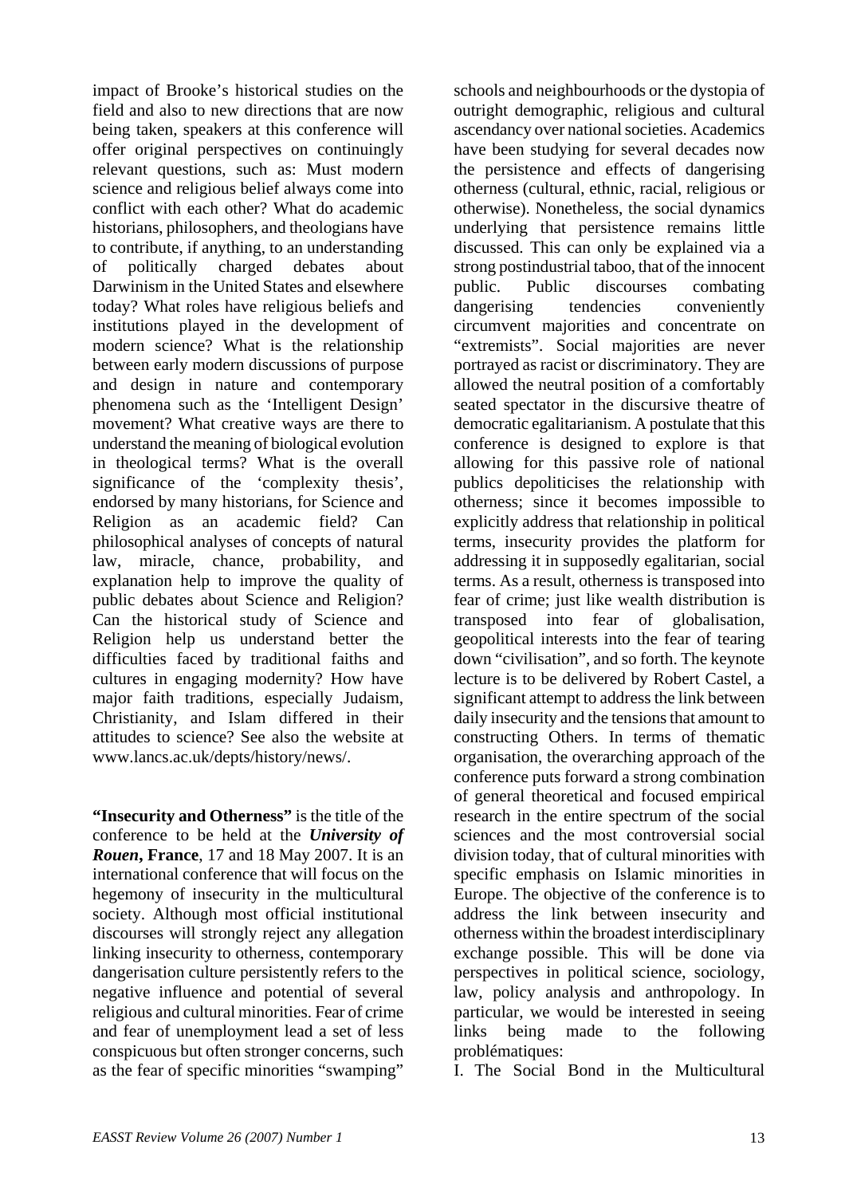impact of Brooke's historical studies on the field and also to new directions that are now being taken, speakers at this conference will offer original perspectives on continuingly relevant questions, such as: Must modern science and religious belief always come into conflict with each other? What do academic historians, philosophers, and theologians have to contribute, if anything, to an understanding of politically charged debates about Darwinism in the United States and elsewhere today? What roles have religious beliefs and institutions played in the development of modern science? What is the relationship between early modern discussions of purpose and design in nature and contemporary phenomena such as the 'Intelligent Design' movement? What creative ways are there to understand the meaning of biological evolution in theological terms? What is the overall significance of the 'complexity thesis', endorsed by many historians, for Science and Religion as an academic field? Can philosophical analyses of concepts of natural law, miracle, chance, probability, and explanation help to improve the quality of public debates about Science and Religion? Can the historical study of Science and Religion help us understand better the difficulties faced by traditional faiths and cultures in engaging modernity? How have major faith traditions, especially Judaism, Christianity, and Islam differed in their attitudes to science? See also the website at www.lancs.ac.uk/depts/history/news/.

**"Insecurity and Otherness"** is the title of the conference to be held at the ***University of Rouen*, France**, 17 and 18 May 2007. It is an international conference that will focus on the hegemony of insecurity in the multicultural society. Although most official institutional discourses will strongly reject any allegation linking insecurity to otherness, contemporary dangerisation culture persistently refers to the negative influence and potential of several religious and cultural minorities. Fear of crime and fear of unemployment lead a set of less conspicuous but often stronger concerns, such as the fear of specific minorities "swamping" schools and neighbourhoods or the dystopia of outright demographic, religious and cultural ascendancy over national societies. Academics have been studying for several decades now the persistence and effects of dangerising otherness (cultural, ethnic, racial, religious or otherwise). Nonetheless, the social dynamics underlying that persistence remains little discussed. This can only be explained via a strong postindustrial taboo, that of the innocent public. Public discourses combating dangerising tendencies conveniently circumvent majorities and concentrate on "extremists". Social majorities are never portrayed as racist or discriminatory. They are allowed the neutral position of a comfortably seated spectator in the discursive theatre of democratic egalitarianism. A postulate that this conference is designed to explore is that allowing for this passive role of national publics depoliticises the relationship with otherness; since it becomes impossible to explicitly address that relationship in political terms, insecurity provides the platform for addressing it in supposedly egalitarian, social terms. As a result, otherness is transposed into fear of crime; just like wealth distribution is transposed into fear of globalisation, geopolitical interests into the fear of tearing down "civilisation", and so forth. The keynote lecture is to be delivered by Robert Castel, a significant attempt to address the link between daily insecurity and the tensions that amount to constructing Others. In terms of thematic organisation, the overarching approach of the conference puts forward a strong combination of general theoretical and focused empirical research in the entire spectrum of the social sciences and the most controversial social division today, that of cultural minorities with specific emphasis on Islamic minorities in Europe. The objective of the conference is to address the link between insecurity and otherness within the broadest interdisciplinary exchange possible. This will be done via perspectives in political science, sociology, law, policy analysis and anthropology. In particular, we would be interested in seeing links being made to the following problématiques:

I. The Social Bond in the Multicultural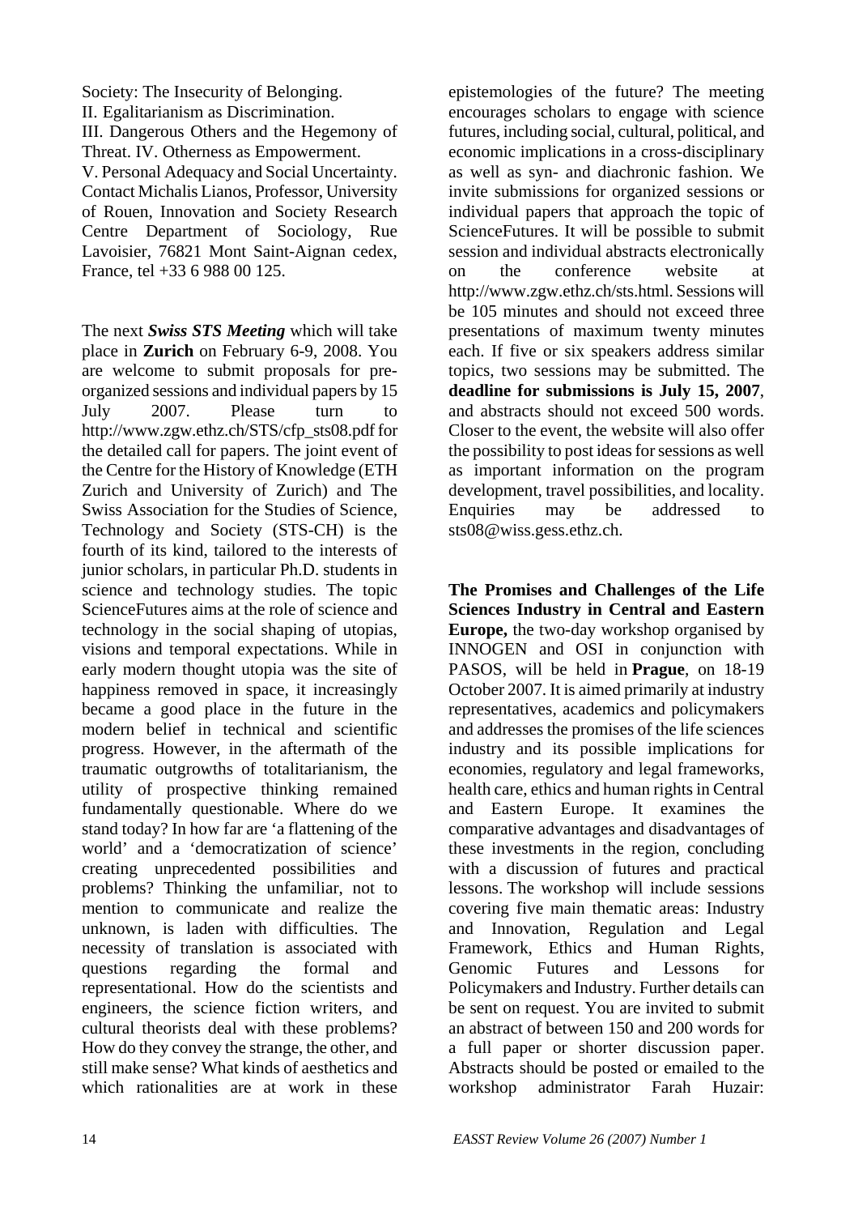Society: The Insecurity of Belonging.
II. Egalitarianism as Discrimination.
III. Dangerous Others and the Hegemony of Threat. IV. Otherness as Empowerment.
V. Personal Adequacy and Social Uncertainty. Contact Michalis Lianos, Professor, University of Rouen, Innovation and Society Research Centre Department of Sociology, Rue Lavoisier, 76821 Mont Saint-Aignan cedex, France, tel +33 6 988 00 125.

The next ***Swiss STS Meeting*** which will take place in **Zurich** on February 6-9, 2008. You are welcome to submit proposals for pre-organized sessions and individual papers by 15 July 2007. Please turn to http://www.zgw.ethz.ch/STS/cfp_sts08.pdf for the detailed call for papers. The joint event of the Centre for the History of Knowledge (ETH Zurich and University of Zurich) and The Swiss Association for the Studies of Science, Technology and Society (STS-CH) is the fourth of its kind, tailored to the interests of junior scholars, in particular Ph.D. students in science and technology studies. The topic ScienceFutures aims at the role of science and technology in the social shaping of utopias, visions and temporal expectations. While in early modern thought utopia was the site of happiness removed in space, it increasingly became a good place in the future in the modern belief in technical and scientific progress. However, in the aftermath of the traumatic outgrowths of totalitarianism, the utility of prospective thinking remained fundamentally questionable. Where do we stand today? In how far are 'a flattening of the world' and a 'democratization of science' creating unprecedented possibilities and problems? Thinking the unfamiliar, not to mention to communicate and realize the unknown, is laden with difficulties. The necessity of translation is associated with questions regarding the formal and representational. How do the scientists and engineers, the science fiction writers, and cultural theorists deal with these problems? How do they convey the strange, the other, and still make sense? What kinds of aesthetics and which rationalities are at work in these epistemologies of the future? The meeting encourages scholars to engage with science futures, including social, cultural, political, and economic implications in a cross-disciplinary as well as syn- and diachronic fashion. We invite submissions for organized sessions or individual papers that approach the topic of ScienceFutures. It will be possible to submit session and individual abstracts electronically on the conference website at http://www.zgw.ethz.ch/sts.html. Sessions will be 105 minutes and should not exceed three presentations of maximum twenty minutes each. If five or six speakers address similar topics, two sessions may be submitted. The **deadline for submissions is July 15, 2007**, and abstracts should not exceed 500 words. Closer to the event, the website will also offer the possibility to post ideas for sessions as well as important information on the program development, travel possibilities, and locality. Enquiries may be addressed to sts08@wiss.gess.ethz.ch.

**The Promises and Challenges of the Life Sciences Industry in Central and Eastern Europe,** the two-day workshop organised by INNOGEN and OSI in conjunction with PASOS, will be held in **Prague**, on 18-19 October 2007. It is aimed primarily at industry representatives, academics and policymakers and addresses the promises of the life sciences industry and its possible implications for economies, regulatory and legal frameworks, health care, ethics and human rights in Central and Eastern Europe. It examines the comparative advantages and disadvantages of these investments in the region, concluding with a discussion of futures and practical lessons. The workshop will include sessions covering five main thematic areas: Industry and Innovation, Regulation and Legal Framework, Ethics and Human Rights, Genomic Futures and Lessons for Policymakers and Industry. Further details can be sent on request. You are invited to submit an abstract of between 150 and 200 words for a full paper or shorter discussion paper. Abstracts should be posted or emailed to the workshop administrator Farah Huzair: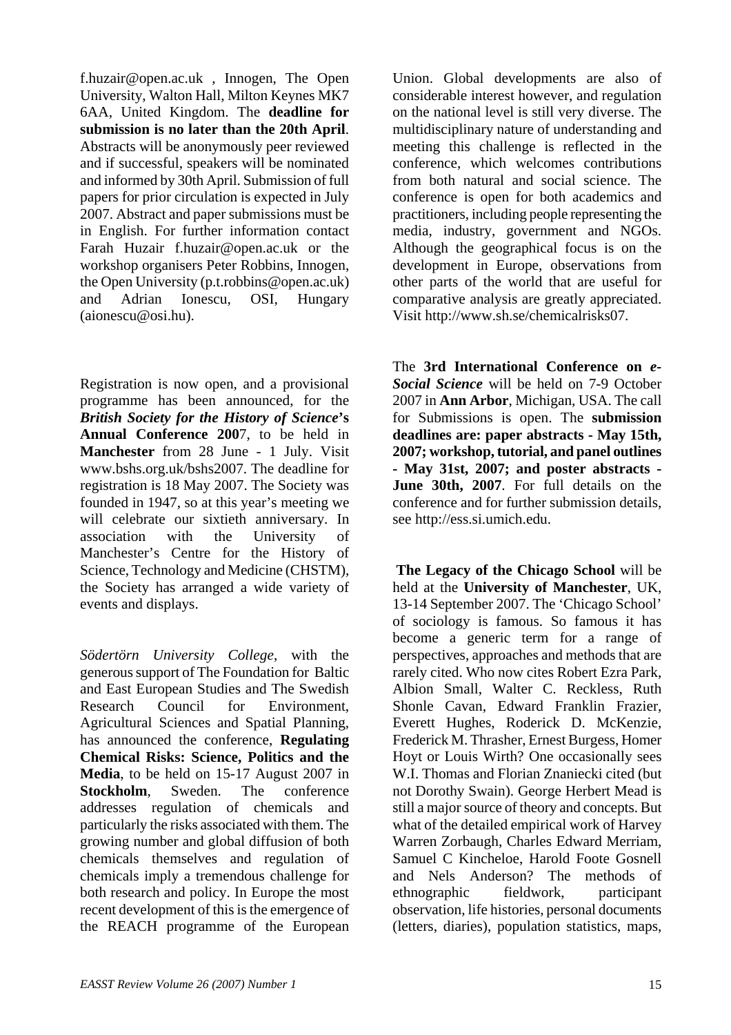f.huzair@open.ac.uk , Innogen, The Open University, Walton Hall, Milton Keynes MK7 6AA, United Kingdom. The **deadline for submission is no later than the 20th April**. Abstracts will be anonymously peer reviewed and if successful, speakers will be nominated and informed by 30th April. Submission of full papers for prior circulation is expected in July 2007. Abstract and paper submissions must be in English. For further information contact Farah Huzair f.huzair@open.ac.uk or the workshop organisers Peter Robbins, Innogen, the Open University (p.t.robbins@open.ac.uk) and Adrian Ionescu, OSI, Hungary (aionescu@osi.hu).

Registration is now open, and a provisional programme has been announced, for the ***British Society for the History of Science*'s Annual Conference 200**7, to be held in **Manchester** from 28 June - 1 July. Visit www.bshs.org.uk/bshs2007. The deadline for registration is 18 May 2007. The Society was founded in 1947, so at this year's meeting we will celebrate our sixtieth anniversary. In association with the University of Manchester's Centre for the History of Science, Technology and Medicine (CHSTM), the Society has arranged a wide variety of events and displays.

*Södertörn University College*, with the generous support of The Foundation for Baltic and East European Studies and The Swedish Research Council for Environment, Agricultural Sciences and Spatial Planning, has announced the conference, **Regulating Chemical Risks: Science, Politics and the Media**, to be held on 15-17 August 2007 in **Stockholm**, Sweden. The conference addresses regulation of chemicals and particularly the risks associated with them. The growing number and global diffusion of both chemicals themselves and regulation of chemicals imply a tremendous challenge for both research and policy. In Europe the most recent development of this is the emergence of the REACH programme of the European Union. Global developments are also of considerable interest however, and regulation on the national level is still very diverse. The multidisciplinary nature of understanding and meeting this challenge is reflected in the conference, which welcomes contributions from both natural and social science. The conference is open for both academics and practitioners, including people representing the media, industry, government and NGOs. Although the geographical focus is on the development in Europe, observations from other parts of the world that are useful for comparative analysis are greatly appreciated. Visit http://www.sh.se/chemicalrisks07.

The **3rd International Conference on *e-Social Science*** will be held on 7-9 October 2007 in **Ann Arbor**, Michigan, USA. The call for Submissions is open. The **submission deadlines are: paper abstracts - May 15th, 2007; workshop, tutorial, and panel outlines - May 31st, 2007; and poster abstracts - June 30th, 2007**. For full details on the conference and for further submission details, see http://ess.si.umich.edu.

**The Legacy of the Chicago School** will be held at the **University of Manchester**, UK, 13-14 September 2007. The 'Chicago School' of sociology is famous. So famous it has become a generic term for a range of perspectives, approaches and methods that are rarely cited. Who now cites Robert Ezra Park, Albion Small, Walter C. Reckless, Ruth Shonle Cavan, Edward Franklin Frazier, Everett Hughes, Roderick D. McKenzie, Frederick M. Thrasher, Ernest Burgess, Homer Hoyt or Louis Wirth? One occasionally sees W.I. Thomas and Florian Znaniecki cited (but not Dorothy Swain). George Herbert Mead is still a major source of theory and concepts. But what of the detailed empirical work of Harvey Warren Zorbaugh, Charles Edward Merriam, Samuel C Kincheloe, Harold Foote Gosnell and Nels Anderson? The methods of ethnographic fieldwork, participant observation, life histories, personal documents (letters, diaries), population statistics, maps,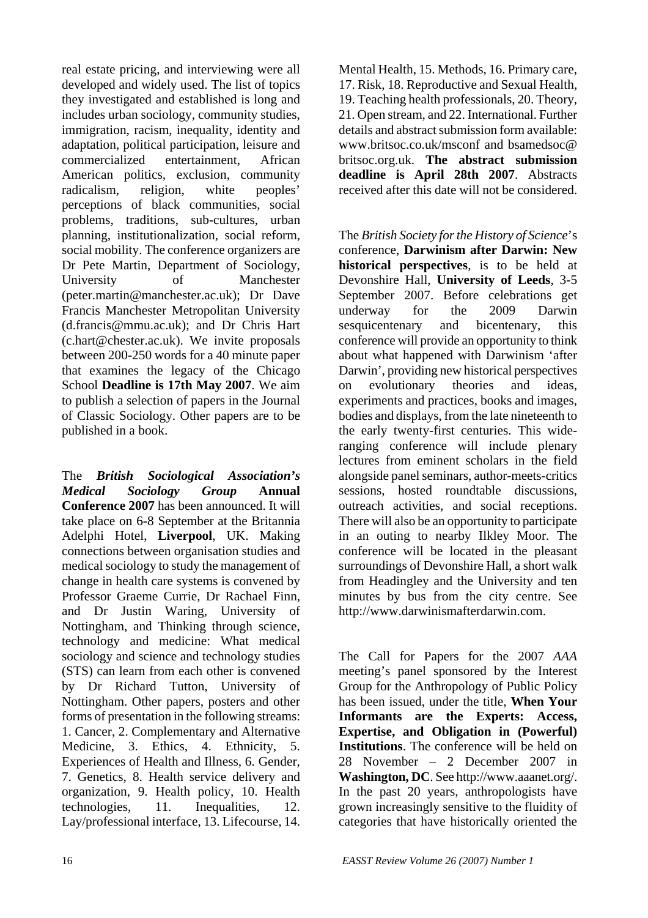real estate pricing, and interviewing were all developed and widely used. The list of topics they investigated and established is long and includes urban sociology, community studies, immigration, racism, inequality, identity and adaptation, political participation, leisure and commercialized entertainment, African American politics, exclusion, community radicalism, religion, white peoples' perceptions of black communities, social problems, traditions, sub-cultures, urban planning, institutionalization, social reform, social mobility. The conference organizers are Dr Pete Martin, Department of Sociology, University of Manchester (peter.martin@manchester.ac.uk); Dr Dave Francis Manchester Metropolitan University (d.francis@mmu.ac.uk); and Dr Chris Hart (c.hart@chester.ac.uk). We invite proposals between 200-250 words for a 40 minute paper that examines the legacy of the Chicago School **Deadline is 17th May 2007**. We aim to publish a selection of papers in the Journal of Classic Sociology. Other papers are to be published in a book.

The ***British Sociological Association's Medical Sociology Group*** **Annual Conference 2007** has been announced. It will take place on 6-8 September at the Britannia Adelphi Hotel, **Liverpool**, UK. Making connections between organisation studies and medical sociology to study the management of change in health care systems is convened by Professor Graeme Currie, Dr Rachael Finn, and Dr Justin Waring, University of Nottingham, and Thinking through science, technology and medicine: What medical sociology and science and technology studies (STS) can learn from each other is convened by Dr Richard Tutton, University of Nottingham. Other papers, posters and other forms of presentation in the following streams: 1. Cancer, 2. Complementary and Alternative Medicine, 3. Ethics, 4. Ethnicity, 5. Experiences of Health and Illness, 6. Gender, 7. Genetics, 8. Health service delivery and organization, 9. Health policy, 10. Health technologies, 11. Inequalities, 12. Lay/professional interface, 13. Lifecourse, 14. Mental Health, 15. Methods, 16. Primary care, 17. Risk, 18. Reproductive and Sexual Health, 19. Teaching health professionals, 20. Theory, 21. Open stream, and 22. International. Further details and abstract submission form available: www.britsoc.co.uk/msconf and bsamedsoc@britsoc.org.uk. **The abstract submission deadline is April 28th 2007**. Abstracts received after this date will not be considered.

The *British Society for the History of Science*'s conference, **Darwinism after Darwin: New historical perspectives**, is to be held at Devonshire Hall, **University of Leeds**, 3-5 September 2007. Before celebrations get underway for the 2009 Darwin sesquicentenary and bicentenary, this conference will provide an opportunity to think about what happened with Darwinism 'after Darwin', providing new historical perspectives on evolutionary theories and ideas, experiments and practices, books and images, bodies and displays, from the late nineteenth to the early twenty-first centuries. This wide-ranging conference will include plenary lectures from eminent scholars in the field alongside panel seminars, author-meets-critics sessions, hosted roundtable discussions, outreach activities, and social receptions. There will also be an opportunity to participate in an outing to nearby Ilkley Moor. The conference will be located in the pleasant surroundings of Devonshire Hall, a short walk from Headingley and the University and ten minutes by bus from the city centre. See http://www.darwinismafterdarwin.com.

The Call for Papers for the 2007 *AAA* meeting's panel sponsored by the Interest Group for the Anthropology of Public Policy has been issued, under the title, **When Your Informants are the Experts: Access, Expertise, and Obligation in (Powerful) Institutions**. The conference will be held on 28 November – 2 December 2007 in **Washington, DC**. See http://www.aaanet.org/. In the past 20 years, anthropologists have grown increasingly sensitive to the fluidity of categories that have historically oriented the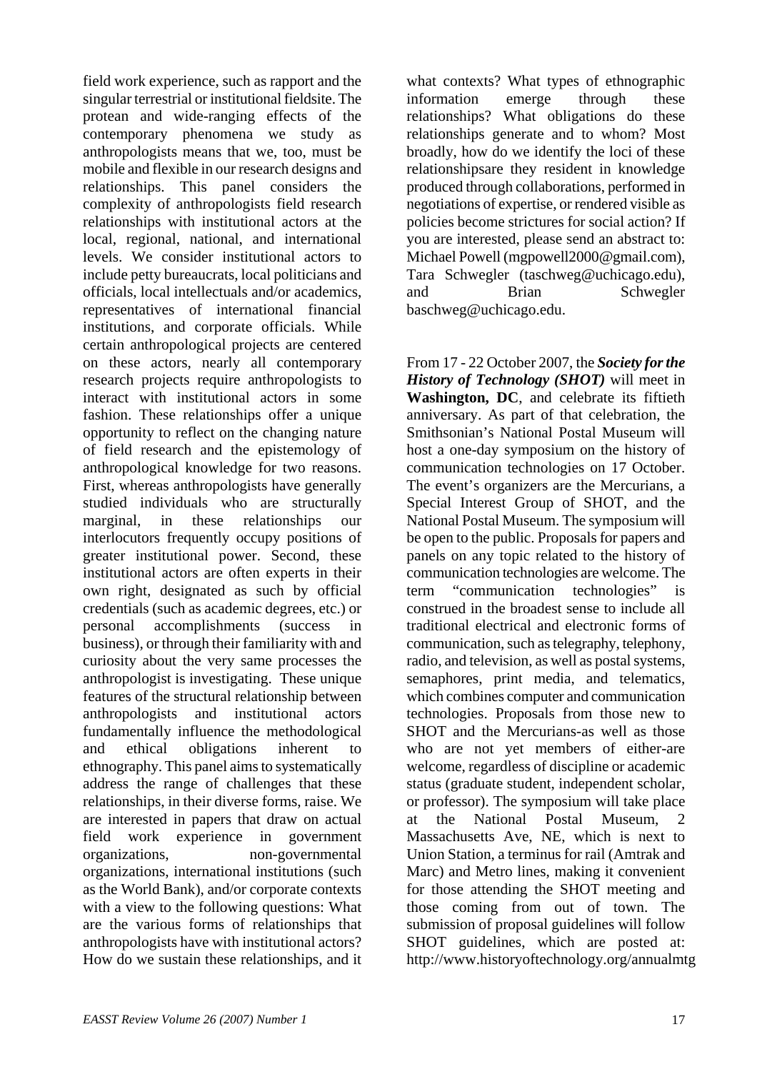field work experience, such as rapport and the singular terrestrial or institutional fieldsite. The protean and wide-ranging effects of the contemporary phenomena we study as anthropologists means that we, too, must be mobile and flexible in our research designs and relationships. This panel considers the complexity of anthropologists field research relationships with institutional actors at the local, regional, national, and international levels. We consider institutional actors to include petty bureaucrats, local politicians and officials, local intellectuals and/or academics, representatives of international financial institutions, and corporate officials. While certain anthropological projects are centered on these actors, nearly all contemporary research projects require anthropologists to interact with institutional actors in some fashion. These relationships offer a unique opportunity to reflect on the changing nature of field research and the epistemology of anthropological knowledge for two reasons. First, whereas anthropologists have generally studied individuals who are structurally marginal, in these relationships our interlocutors frequently occupy positions of greater institutional power. Second, these institutional actors are often experts in their own right, designated as such by official credentials (such as academic degrees, etc.) or personal accomplishments (success in business), or through their familiarity with and curiosity about the very same processes the anthropologist is investigating. These unique features of the structural relationship between anthropologists and institutional actors fundamentally influence the methodological and ethical obligations inherent to ethnography. This panel aims to systematically address the range of challenges that these relationships, in their diverse forms, raise. We are interested in papers that draw on actual field work experience in government organizations, non-governmental organizations, international institutions (such as the World Bank), and/or corporate contexts with a view to the following questions: What are the various forms of relationships that anthropologists have with institutional actors? How do we sustain these relationships, and it what contexts? What types of ethnographic information emerge through these relationships? What obligations do these relationships generate and to whom? Most broadly, how do we identify the loci of these relationshipsare they resident in knowledge produced through collaborations, performed in negotiations of expertise, or rendered visible as policies become strictures for social action? If you are interested, please send an abstract to: Michael Powell (mgpowell2000@gmail.com), Tara Schwegler (taschweg@uchicago.edu), and Brian Schwegler baschweg@uchicago.edu.

From 17 - 22 October 2007, the ***Society for the History of Technology (SHOT)*** will meet in **Washington, DC**, and celebrate its fiftieth anniversary. As part of that celebration, the Smithsonian's National Postal Museum will host a one-day symposium on the history of communication technologies on 17 October. The event's organizers are the Mercurians, a Special Interest Group of SHOT, and the National Postal Museum. The symposium will be open to the public. Proposals for papers and panels on any topic related to the history of communication technologies are welcome. The term "communication technologies" is construed in the broadest sense to include all traditional electrical and electronic forms of communication, such as telegraphy, telephony, radio, and television, as well as postal systems, semaphores, print media, and telematics, which combines computer and communication technologies. Proposals from those new to SHOT and the Mercurians-as well as those who are not yet members of either-are welcome, regardless of discipline or academic status (graduate student, independent scholar, or professor). The symposium will take place at the National Postal Museum, 2 Massachusetts Ave, NE, which is next to Union Station, a terminus for rail (Amtrak and Marc) and Metro lines, making it convenient for those attending the SHOT meeting and those coming from out of town. The submission of proposal guidelines will follow SHOT guidelines, which are posted at: http://www.historyoftechnology.org/annualmtg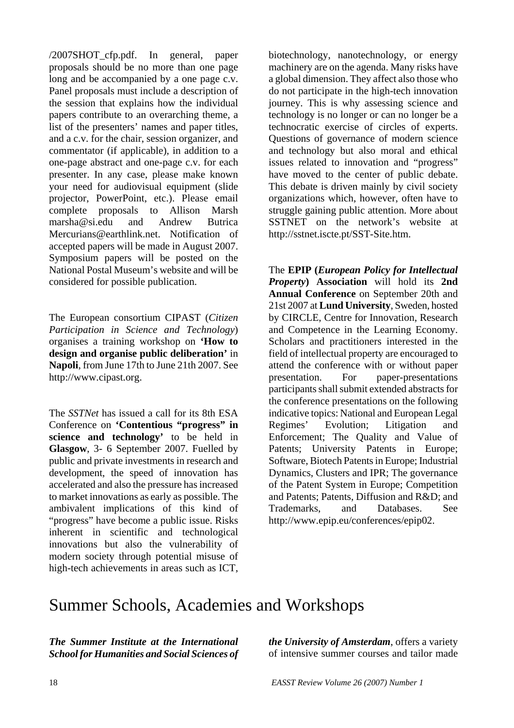/2007SHOT_cfp.pdf. In general, paper proposals should be no more than one page long and be accompanied by a one page c.v. Panel proposals must include a description of the session that explains how the individual papers contribute to an overarching theme, a list of the presenters' names and paper titles, and a c.v. for the chair, session organizer, and commentator (if applicable), in addition to a one-page abstract and one-page c.v. for each presenter. In any case, please make known your need for audiovisual equipment (slide projector, PowerPoint, etc.). Please email complete proposals to Allison Marsh marsha@si.edu and Andrew Butrica Mercurians@earthlink.net. Notification of accepted papers will be made in August 2007. Symposium papers will be posted on the National Postal Museum's website and will be considered for possible publication.

The European consortium CIPAST (*Citizen Participation in Science and Technology*) organises a training workshop on **'How to design and organise public deliberation'** in **Napoli**, from June 17th to June 21th 2007. See http://www.cipast.org.

The *SSTNet* has issued a call for its 8th ESA Conference on **'Contentious "progress" in science and technology'** to be held in **Glasgow**, 3- 6 September 2007. Fuelled by public and private investments in research and development, the speed of innovation has accelerated and also the pressure has increased to market innovations as early as possible. The ambivalent implications of this kind of "progress" have become a public issue. Risks inherent in scientific and technological innovations but also the vulnerability of modern society through potential misuse of high-tech achievements in areas such as ICT, biotechnology, nanotechnology, or energy machinery are on the agenda. Many risks have a global dimension. They affect also those who do not participate in the high-tech innovation journey. This is why assessing science and technology is no longer or can no longer be a technocratic exercise of circles of experts. Questions of governance of modern science and technology but also moral and ethical issues related to innovation and "progress" have moved to the center of public debate. This debate is driven mainly by civil society organizations which, however, often have to struggle gaining public attention. More about SSTNET on the network's website at http://sstnet.iscte.pt/SST-Site.htm.

The **EPIP (*European Policy for Intellectual Property*) Association** will hold its **2nd Annual Conference** on September 20th and 21st 2007 at **Lund University**, Sweden, hosted by CIRCLE, Centre for Innovation, Research and Competence in the Learning Economy. Scholars and practitioners interested in the field of intellectual property are encouraged to attend the conference with or without paper presentation. For paper-presentations participants shall submit extended abstracts for the conference presentations on the following indicative topics: National and European Legal Regimes' Evolution; Litigation and Enforcement; The Quality and Value of Patents; University Patents in Europe; Software, Biotech Patents in Europe; Industrial Dynamics, Clusters and IPR; The governance of the Patent System in Europe; Competition and Patents; Patents, Diffusion and R&D; and Trademarks, and Databases. See http://www.epip.eu/conferences/epip02.

# Summer Schools, Academies and Workshops

***The Summer Institute at the International School for Humanities and Social Sciences of the University of Amsterdam***, offers a variety of intensive summer courses and tailor made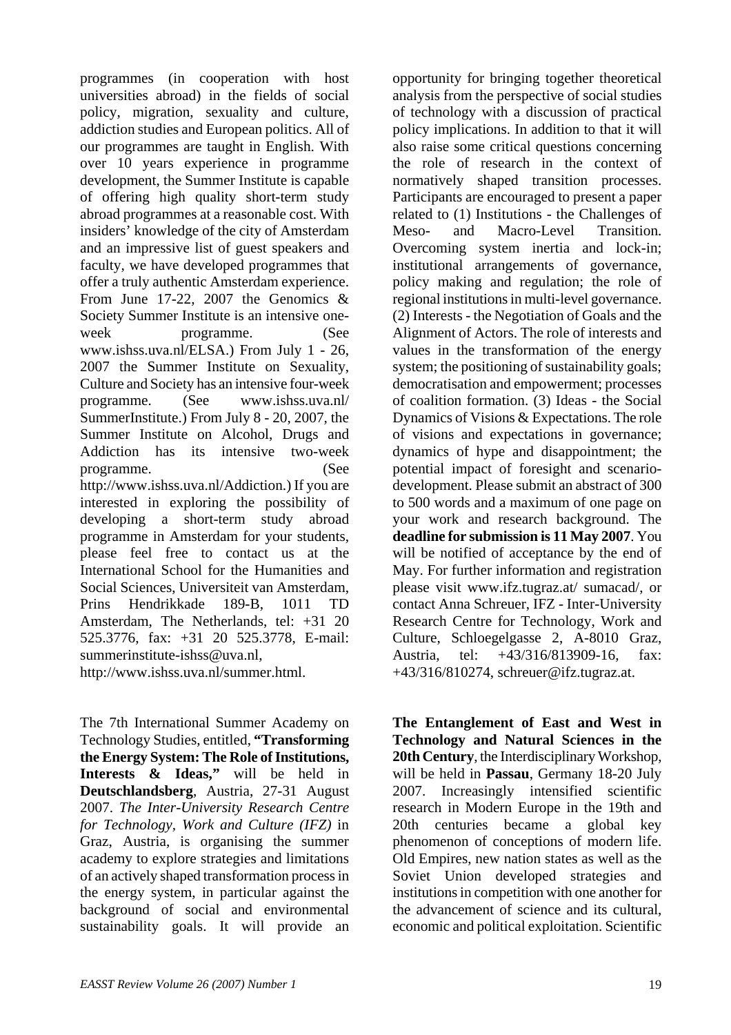programmes (in cooperation with host universities abroad) in the fields of social policy, migration, sexuality and culture, addiction studies and European politics. All of our programmes are taught in English. With over 10 years experience in programme development, the Summer Institute is capable of offering high quality short-term study abroad programmes at a reasonable cost. With insiders' knowledge of the city of Amsterdam and an impressive list of guest speakers and faculty, we have developed programmes that offer a truly authentic Amsterdam experience. From June 17-22, 2007 the Genomics & Society Summer Institute is an intensive one-week programme. (See www.ishss.uva.nl/ELSA.) From July 1 - 26, 2007 the Summer Institute on Sexuality, Culture and Society has an intensive four-week programme. (See www.ishss.uva.nl/ SummerInstitute.) From July 8 - 20, 2007, the Summer Institute on Alcohol, Drugs and Addiction has its intensive two-week programme. (See http://www.ishss.uva.nl/Addiction.) If you are interested in exploring the possibility of developing a short-term study abroad programme in Amsterdam for your students, please feel free to contact us at the International School for the Humanities and Social Sciences, Universiteit van Amsterdam, Prins Hendrikkade 189-B, 1011 TD Amsterdam, The Netherlands, tel: +31 20 525.3776, fax: +31 20 525.3778, E-mail: summerinstitute-ishss@uva.nl, http://www.ishss.uva.nl/summer.html.

The 7th International Summer Academy on Technology Studies, entitled, **"Transforming the Energy System: The Role of Institutions, Interests & Ideas,"** will be held in **Deutschlandsberg**, Austria, 27-31 August 2007. *The Inter-University Research Centre for Technology, Work and Culture (IFZ)* in Graz, Austria, is organising the summer academy to explore strategies and limitations of an actively shaped transformation process in the energy system, in particular against the background of social and environmental sustainability goals. It will provide an opportunity for bringing together theoretical analysis from the perspective of social studies of technology with a discussion of practical policy implications. In addition to that it will also raise some critical questions concerning the role of research in the context of normatively shaped transition processes. Participants are encouraged to present a paper related to (1) Institutions - the Challenges of Meso- and Macro-Level Transition. Overcoming system inertia and lock-in; institutional arrangements of governance, policy making and regulation; the role of regional institutions in multi-level governance. (2) Interests - the Negotiation of Goals and the Alignment of Actors. The role of interests and values in the transformation of the energy system; the positioning of sustainability goals; democratisation and empowerment; processes of coalition formation. (3) Ideas - the Social Dynamics of Visions & Expectations. The role of visions and expectations in governance; dynamics of hype and disappointment; the potential impact of foresight and scenario-development. Please submit an abstract of 300 to 500 words and a maximum of one page on your work and research background. The **deadline for submission is 11 May 2007**. You will be notified of acceptance by the end of May. For further information and registration please visit www.ifz.tugraz.at/ sumacad/, or contact Anna Schreuer, IFZ - Inter-University Research Centre for Technology, Work and Culture, Schloegelgasse 2, A-8010 Graz, Austria, tel: +43/316/813909-16, fax: +43/316/810274, schreuer@ifz.tugraz.at.

**The Entanglement of East and West in Technology and Natural Sciences in the 20th Century**, the Interdisciplinary Workshop, will be held in **Passau**, Germany 18-20 July 2007. Increasingly intensified scientific research in Modern Europe in the 19th and 20th centuries became a global key phenomenon of conceptions of modern life. Old Empires, new nation states as well as the Soviet Union developed strategies and institutions in competition with one another for the advancement of science and its cultural, economic and political exploitation. Scientific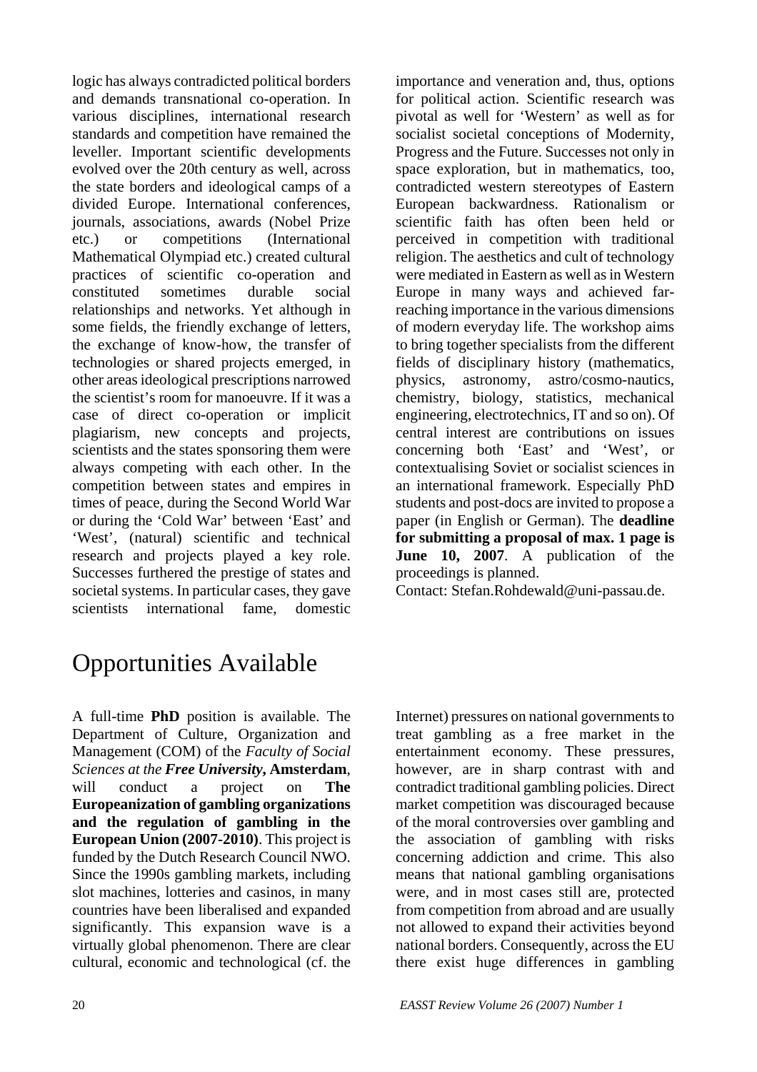logic has always contradicted political borders and demands transnational co-operation. In various disciplines, international research standards and competition have remained the leveller. Important scientific developments evolved over the 20th century as well, across the state borders and ideological camps of a divided Europe. International conferences, journals, associations, awards (Nobel Prize etc.) or competitions (International Mathematical Olympiad etc.) created cultural practices of scientific co-operation and constituted sometimes durable social relationships and networks. Yet although in some fields, the friendly exchange of letters, the exchange of know-how, the transfer of technologies or shared projects emerged, in other areas ideological prescriptions narrowed the scientist's room for manoeuvre. If it was a case of direct co-operation or implicit plagiarism, new concepts and projects, scientists and the states sponsoring them were always competing with each other. In the competition between states and empires in times of peace, during the Second World War or during the 'Cold War' between 'East' and 'West', (natural) scientific and technical research and projects played a key role. Successes furthered the prestige of states and societal systems. In particular cases, they gave scientists international fame, domestic importance and veneration and, thus, options for political action. Scientific research was pivotal as well for 'Western' as well as for socialist societal conceptions of Modernity, Progress and the Future. Successes not only in space exploration, but in mathematics, too, contradicted western stereotypes of Eastern European backwardness. Rationalism or scientific faith has often been held or perceived in competition with traditional religion. The aesthetics and cult of technology were mediated in Eastern as well as in Western Europe in many ways and achieved far-reaching importance in the various dimensions of modern everyday life. The workshop aims to bring together specialists from the different fields of disciplinary history (mathematics, physics, astronomy, astro/cosmo-nautics, chemistry, biology, statistics, mechanical engineering, electrotechnics, IT and so on). Of central interest are contributions on issues concerning both 'East' and 'West', or contextualising Soviet or socialist sciences in an international framework. Especially PhD students and post-docs are invited to propose a paper (in English or German). The **deadline for submitting a proposal of max. 1 page is June 10, 2007**. A publication of the proceedings is planned.

Contact: Stefan.Rohdewald@uni-passau.de.

# Opportunities Available

A full-time **PhD** position is available. The Department of Culture, Organization and Management (COM) of the *Faculty of Social Sciences at the **Free University***, **Amsterdam**, will conduct a project on **The Europeanization of gambling organizations and the regulation of gambling in the European Union (2007-2010)**. This project is funded by the Dutch Research Council NWO. Since the 1990s gambling markets, including slot machines, lotteries and casinos, in many countries have been liberalised and expanded significantly. This expansion wave is a virtually global phenomenon. There are clear cultural, economic and technological (cf. the Internet) pressures on national governments to treat gambling as a free market in the entertainment economy. These pressures, however, are in sharp contrast with and contradict traditional gambling policies. Direct market competition was discouraged because of the moral controversies over gambling and the association of gambling with risks concerning addiction and crime. This also means that national gambling organisations were, and in most cases still are, protected from competition from abroad and are usually not allowed to expand their activities beyond national borders. Consequently, across the EU there exist huge differences in gambling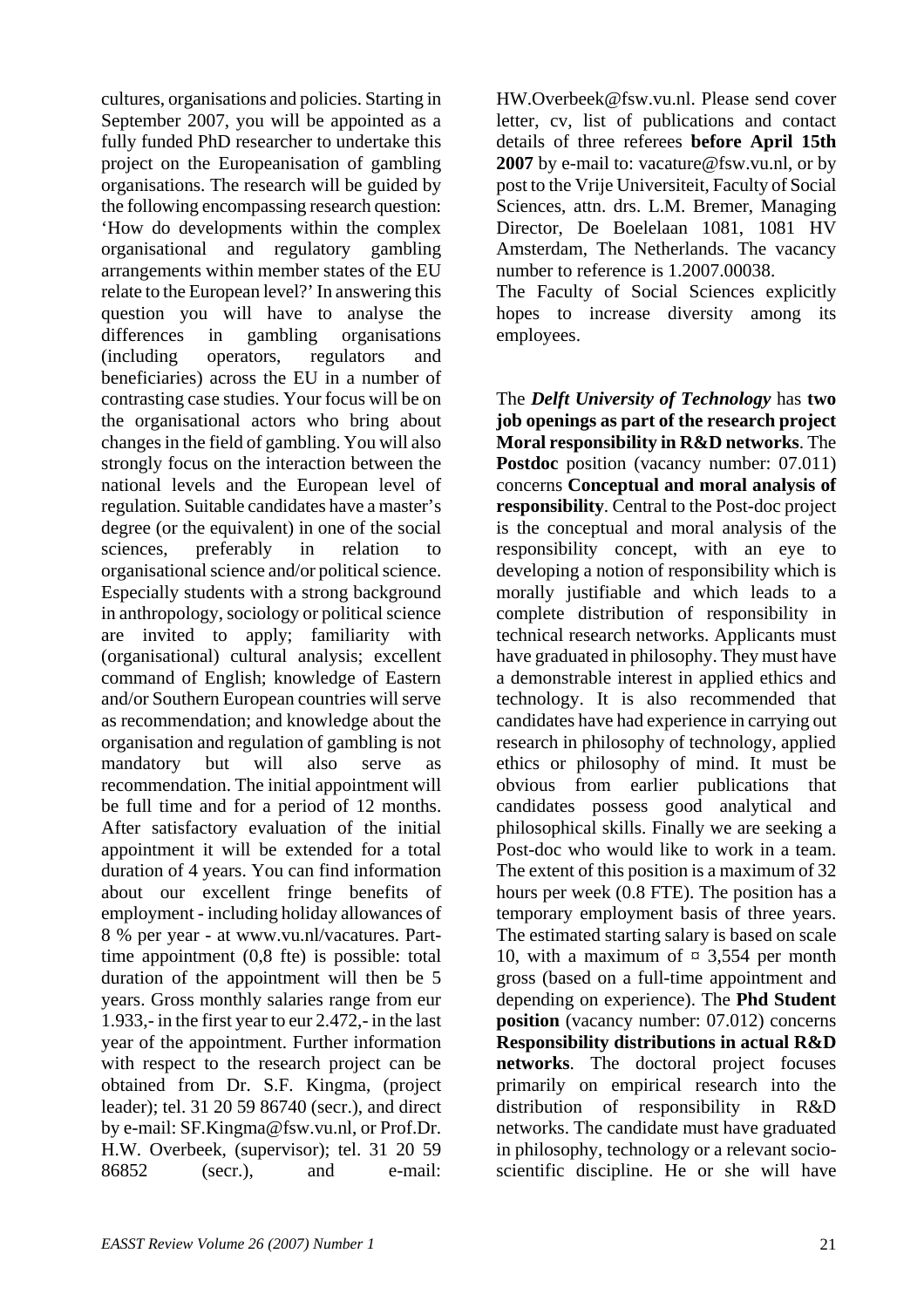cultures, organisations and policies. Starting in September 2007, you will be appointed as a fully funded PhD researcher to undertake this project on the Europeanisation of gambling organisations. The research will be guided by the following encompassing research question: 'How do developments within the complex organisational and regulatory gambling arrangements within member states of the EU relate to the European level?' In answering this question you will have to analyse the differences in gambling organisations (including operators, regulators and beneficiaries) across the EU in a number of contrasting case studies. Your focus will be on the organisational actors who bring about changes in the field of gambling. You will also strongly focus on the interaction between the national levels and the European level of regulation. Suitable candidates have a master's degree (or the equivalent) in one of the social sciences, preferably in relation to organisational science and/or political science. Especially students with a strong background in anthropology, sociology or political science are invited to apply; familiarity with (organisational) cultural analysis; excellent command of English; knowledge of Eastern and/or Southern European countries will serve as recommendation; and knowledge about the organisation and regulation of gambling is not mandatory but will also serve as recommendation. The initial appointment will be full time and for a period of 12 months. After satisfactory evaluation of the initial appointment it will be extended for a total duration of 4 years. You can find information about our excellent fringe benefits of employment - including holiday allowances of 8 % per year - at www.vu.nl/vacatures. Part-time appointment (0,8 fte) is possible: total duration of the appointment will then be 5 years. Gross monthly salaries range from eur 1.933,- in the first year to eur 2.472,- in the last year of the appointment. Further information with respect to the research project can be obtained from Dr. S.F. Kingma, (project leader); tel. 31 20 59 86740 (secr.), and direct by e-mail: SF.Kingma@fsw.vu.nl, or Prof.Dr. H.W. Overbeek, (supervisor); tel. 31 20 59 86852 (secr.), and e-mail: HW.Overbeek@fsw.vu.nl. Please send cover letter, cv, list of publications and contact details of three referees **before April 15th 2007** by e-mail to: vacature@fsw.vu.nl, or by post to the Vrije Universiteit, Faculty of Social Sciences, attn. drs. L.M. Bremer, Managing Director, De Boelelaan 1081, 1081 HV Amsterdam, The Netherlands. The vacancy number to reference is 1.2007.00038.

The Faculty of Social Sciences explicitly hopes to increase diversity among its employees.

The ***Delft University of Technology*** has **two job openings as part of the research project Moral responsibility in R&D networks**. The **Postdoc** position (vacancy number: 07.011) concerns **Conceptual and moral analysis of responsibility**. Central to the Post-doc project is the conceptual and moral analysis of the responsibility concept, with an eye to developing a notion of responsibility which is morally justifiable and which leads to a complete distribution of responsibility in technical research networks. Applicants must have graduated in philosophy. They must have a demonstrable interest in applied ethics and technology. It is also recommended that candidates have had experience in carrying out research in philosophy of technology, applied ethics or philosophy of mind. It must be obvious from earlier publications that candidates possess good analytical and philosophical skills. Finally we are seeking a Post-doc who would like to work in a team. The extent of this position is a maximum of 32 hours per week (0.8 FTE). The position has a temporary employment basis of three years. The estimated starting salary is based on scale 10, with a maximum of ¤ 3,554 per month gross (based on a full-time appointment and depending on experience). The **Phd Student position** (vacancy number: 07.012) concerns **Responsibility distributions in actual R&D networks**. The doctoral project focuses primarily on empirical research into the distribution of responsibility in R&D networks. The candidate must have graduated in philosophy, technology or a relevant socio-scientific discipline. He or she will have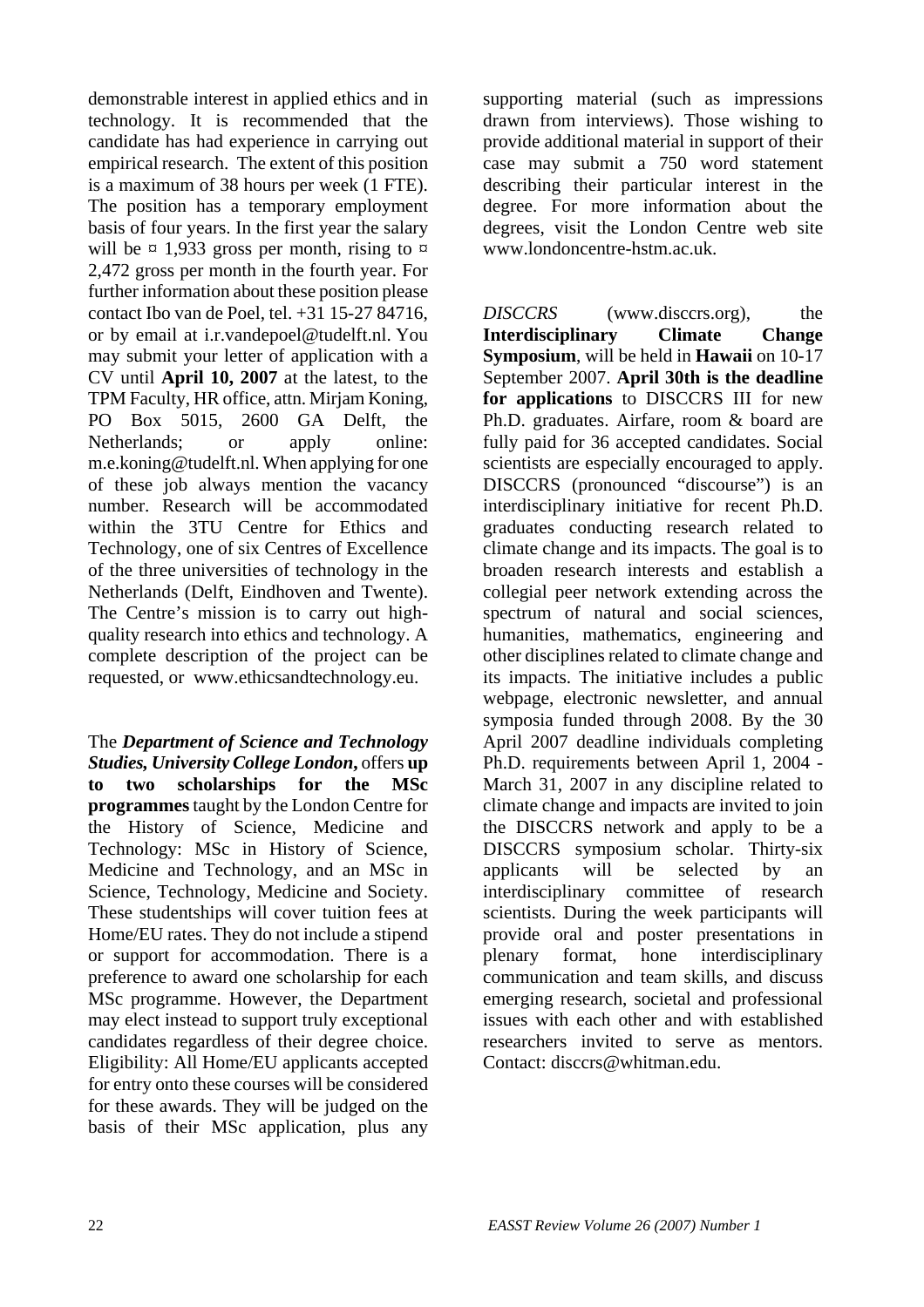demonstrable interest in applied ethics and in technology. It is recommended that the candidate has had experience in carrying out empirical research. The extent of this position is a maximum of 38 hours per week (1 FTE). The position has a temporary employment basis of four years. In the first year the salary will be ¤ 1,933 gross per month, rising to ¤ 2,472 gross per month in the fourth year. For further information about these position please contact Ibo van de Poel, tel. +31 15-27 84716, or by email at i.r.vandepoel@tudelft.nl. You may submit your letter of application with a CV until **April 10, 2007** at the latest, to the TPM Faculty, HR office, attn. Mirjam Koning, PO Box 5015, 2600 GA Delft, the Netherlands; or apply online: m.e.koning@tudelft.nl. When applying for one of these job always mention the vacancy number. Research will be accommodated within the 3TU Centre for Ethics and Technology, one of six Centres of Excellence of the three universities of technology in the Netherlands (Delft, Eindhoven and Twente). The Centre's mission is to carry out high-quality research into ethics and technology. A complete description of the project can be requested, or www.ethicsandtechnology.eu.

The ***Department of Science and Technology Studies, University College London,*** offers **up to two scholarships for the MSc programmes** taught by the London Centre for the History of Science, Medicine and Technology: MSc in History of Science, Medicine and Technology, and an MSc in Science, Technology, Medicine and Society. These studentships will cover tuition fees at Home/EU rates. They do not include a stipend or support for accommodation. There is a preference to award one scholarship for each MSc programme. However, the Department may elect instead to support truly exceptional candidates regardless of their degree choice. Eligibility: All Home/EU applicants accepted for entry onto these courses will be considered for these awards. They will be judged on the basis of their MSc application, plus any supporting material (such as impressions drawn from interviews). Those wishing to provide additional material in support of their case may submit a 750 word statement describing their particular interest in the degree. For more information about the degrees, visit the London Centre web site www.londoncentre-hstm.ac.uk.

*DISCCRS* (www.disccrs.org), the **Interdisciplinary Climate Change Symposium**, will be held in **Hawaii** on 10-17 September 2007. **April 30th is the deadline for applications** to DISCCRS III for new Ph.D. graduates. Airfare, room & board are fully paid for 36 accepted candidates. Social scientists are especially encouraged to apply. DISCCRS (pronounced "discourse") is an interdisciplinary initiative for recent Ph.D. graduates conducting research related to climate change and its impacts. The goal is to broaden research interests and establish a collegial peer network extending across the spectrum of natural and social sciences, humanities, mathematics, engineering and other disciplines related to climate change and its impacts. The initiative includes a public webpage, electronic newsletter, and annual symposia funded through 2008. By the 30 April 2007 deadline individuals completing Ph.D. requirements between April 1, 2004 - March 31, 2007 in any discipline related to climate change and impacts are invited to join the DISCCRS network and apply to be a DISCCRS symposium scholar. Thirty-six applicants will be selected by an interdisciplinary committee of research scientists. During the week participants will provide oral and poster presentations in plenary format, hone interdisciplinary communication and team skills, and discuss emerging research, societal and professional issues with each other and with established researchers invited to serve as mentors. Contact: disccrs@whitman.edu.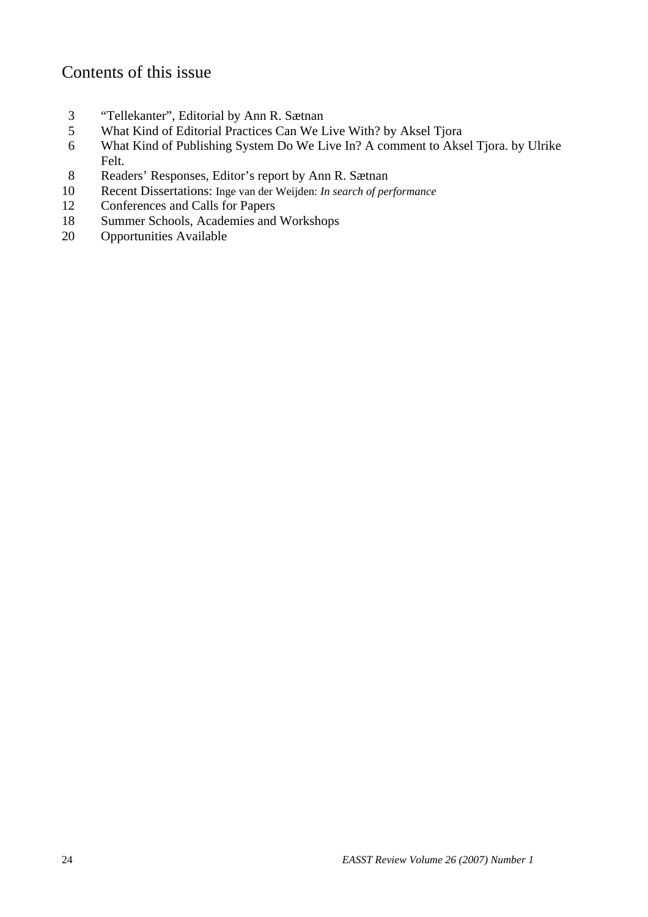# Contents of this issue

3 "Tellekanter", Editorial by Ann R. Sætnan
5 What Kind of Editorial Practices Can We Live With? by Aksel Tjora
6 What Kind of Publishing System Do We Live In? A comment to Aksel Tjora. by Ulrike Felt.
8 Readers' Responses, Editor's report by Ann R. Sætnan
10 Recent Dissertations: Inge van der Weijden: *In search of performance*
12 Conferences and Calls for Papers
18 Summer Schools, Academies and Workshops
20 Opportunities Available